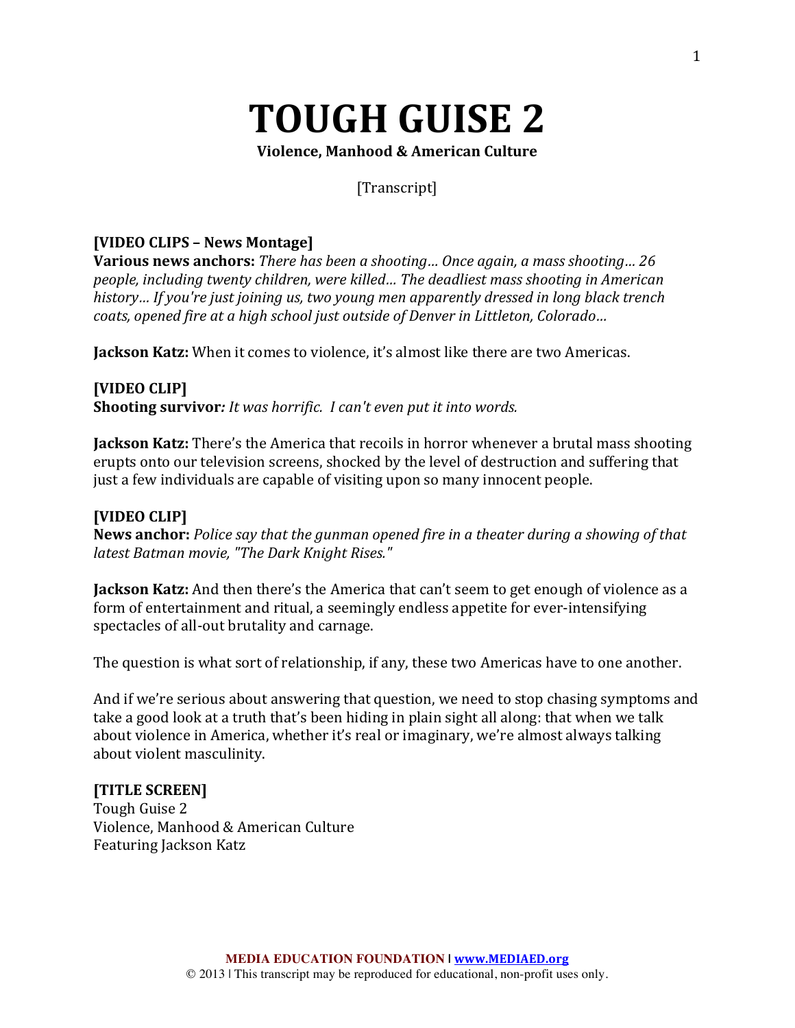# TOUGH GUISE 2

**Violence, Manhood & American Culture**

[Transcript]

**[VIDEO CLIPS – News Montage]**
**Various news anchors:** *There has been a shooting… Once again, a mass shooting… 26 people, including twenty children, were killed… The deadliest mass shooting in American history… If you're just joining us, two young men apparently dressed in long black trench coats, opened fire at a high school just outside of Denver in Littleton, Colorado…*

**Jackson Katz:** When it comes to violence, it's almost like there are two Americas.

**[VIDEO CLIP]**
**Shooting survivor***:* *It was horrific. I can't even put it into words.*

**Jackson Katz:** There's the America that recoils in horror whenever a brutal mass shooting erupts onto our television screens, shocked by the level of destruction and suffering that just a few individuals are capable of visiting upon so many innocent people.

**[VIDEO CLIP]**
**News anchor:** *Police say that the gunman opened fire in a theater during a showing of that latest Batman movie, "The Dark Knight Rises."*

**Jackson Katz:** And then there's the America that can't seem to get enough of violence as a form of entertainment and ritual, a seemingly endless appetite for ever-intensifying spectacles of all-out brutality and carnage.

The question is what sort of relationship, if any, these two Americas have to one another.

And if we're serious about answering that question, we need to stop chasing symptoms and take a good look at a truth that's been hiding in plain sight all along: that when we talk about violence in America, whether it's real or imaginary, we're almost always talking about violent masculinity.

**[TITLE SCREEN]**
Tough Guise 2
Violence, Manhood & American Culture
Featuring Jackson Katz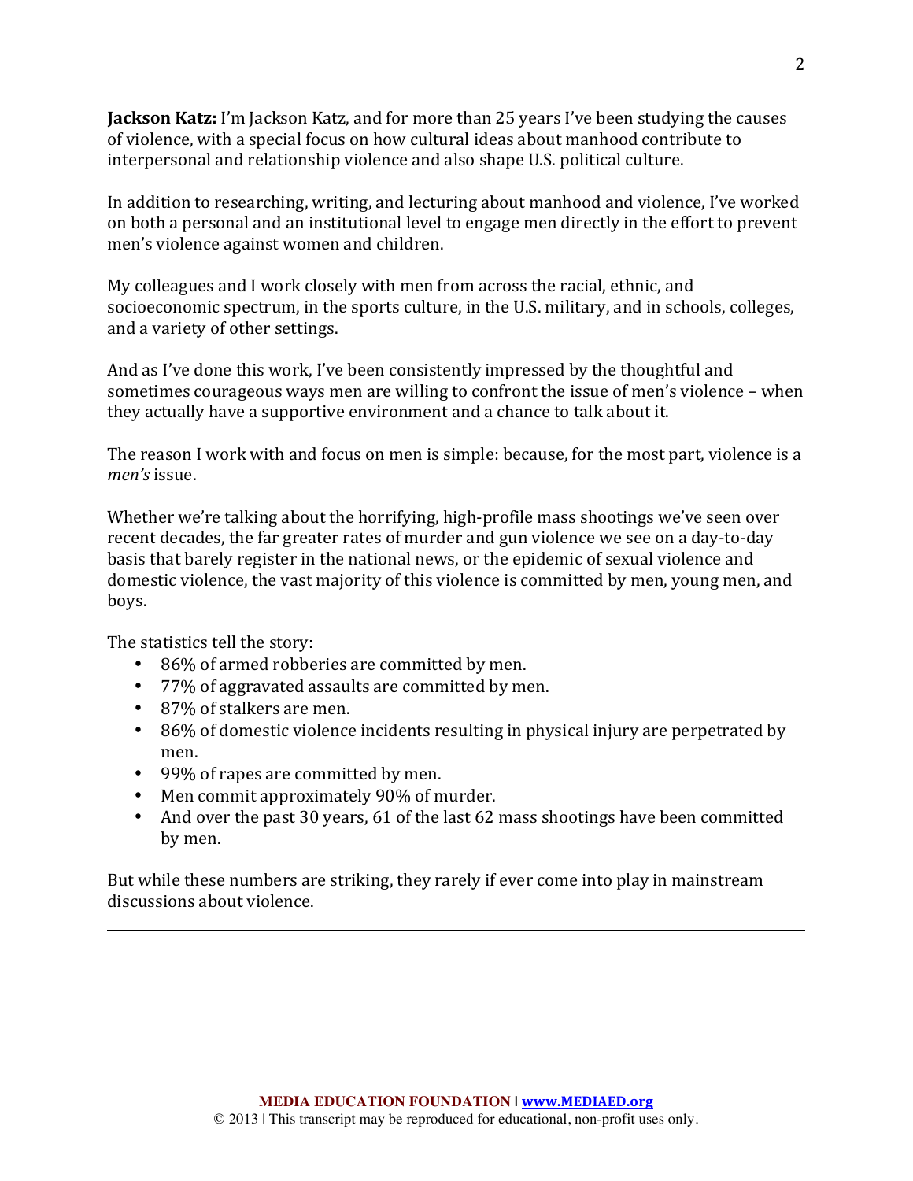**Jackson Katz:** I'm Jackson Katz, and for more than 25 years I've been studying the causes of violence, with a special focus on how cultural ideas about manhood contribute to interpersonal and relationship violence and also shape U.S. political culture.

In addition to researching, writing, and lecturing about manhood and violence, I've worked on both a personal and an institutional level to engage men directly in the effort to prevent men's violence against women and children.

My colleagues and I work closely with men from across the racial, ethnic, and socioeconomic spectrum, in the sports culture, in the U.S. military, and in schools, colleges, and a variety of other settings.

And as I've done this work, I've been consistently impressed by the thoughtful and sometimes courageous ways men are willing to confront the issue of men's violence – when they actually have a supportive environment and a chance to talk about it.

The reason I work with and focus on men is simple: because, for the most part, violence is a *men's* issue.

Whether we're talking about the horrifying, high-profile mass shootings we've seen over recent decades, the far greater rates of murder and gun violence we see on a day-to-day basis that barely register in the national news, or the epidemic of sexual violence and domestic violence, the vast majority of this violence is committed by men, young men, and boys.

The statistics tell the story:

- 86% of armed robberies are committed by men.
- 77% of aggravated assaults are committed by men.
- 87% of stalkers are men.
- 86% of domestic violence incidents resulting in physical injury are perpetrated by men.
- 99% of rapes are committed by men.
- Men commit approximately 90% of murder.
- And over the past 30 years, 61 of the last 62 mass shootings have been committed by men.

But while these numbers are striking, they rarely if ever come into play in mainstream discussions about violence.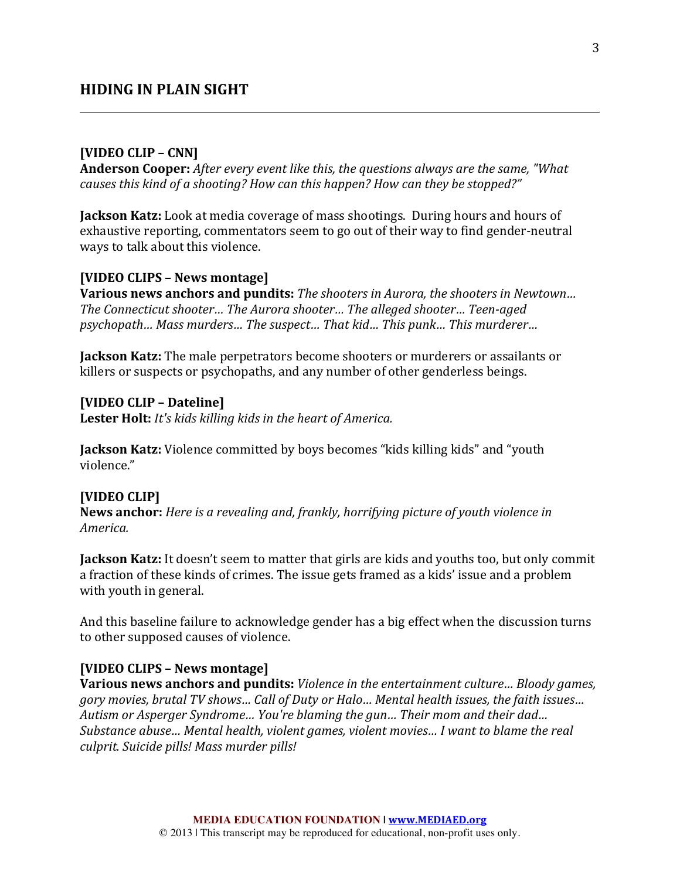**[VIDEO CLIP – CNN]**
**Anderson Cooper:** *After every event like this, the questions always are the same, "What causes this kind of a shooting? How can this happen? How can they be stopped?"*

**Jackson Katz:** Look at media coverage of mass shootings. During hours and hours of exhaustive reporting, commentators seem to go out of their way to find gender-neutral ways to talk about this violence.

**[VIDEO CLIPS – News montage]**
**Various news anchors and pundits:** *The shooters in Aurora, the shooters in Newtown… The Connecticut shooter… The Aurora shooter… The alleged shooter… Teen-aged psychopath… Mass murders… The suspect… That kid… This punk… This murderer…*

**Jackson Katz:** The male perpetrators become shooters or murderers or assailants or killers or suspects or psychopaths, and any number of other genderless beings.

**[VIDEO CLIP – Dateline]**
**Lester Holt:** *It's kids killing kids in the heart of America.*

**Jackson Katz:** Violence committed by boys becomes "kids killing kids" and "youth violence."

**[VIDEO CLIP]**
**News anchor:** *Here is a revealing and, frankly, horrifying picture of youth violence in America.*

**Jackson Katz:** It doesn't seem to matter that girls are kids and youths too, but only commit a fraction of these kinds of crimes. The issue gets framed as a kids' issue and a problem with youth in general.

And this baseline failure to acknowledge gender has a big effect when the discussion turns to other supposed causes of violence.

**[VIDEO CLIPS – News montage]**
**Various news anchors and pundits:** *Violence in the entertainment culture… Bloody games, gory movies, brutal TV shows… Call of Duty or Halo… Mental health issues, the faith issues… Autism or Asperger Syndrome… You're blaming the gun… Their mom and their dad… Substance abuse… Mental health, violent games, violent movies… I want to blame the real culprit. Suicide pills! Mass murder pills!*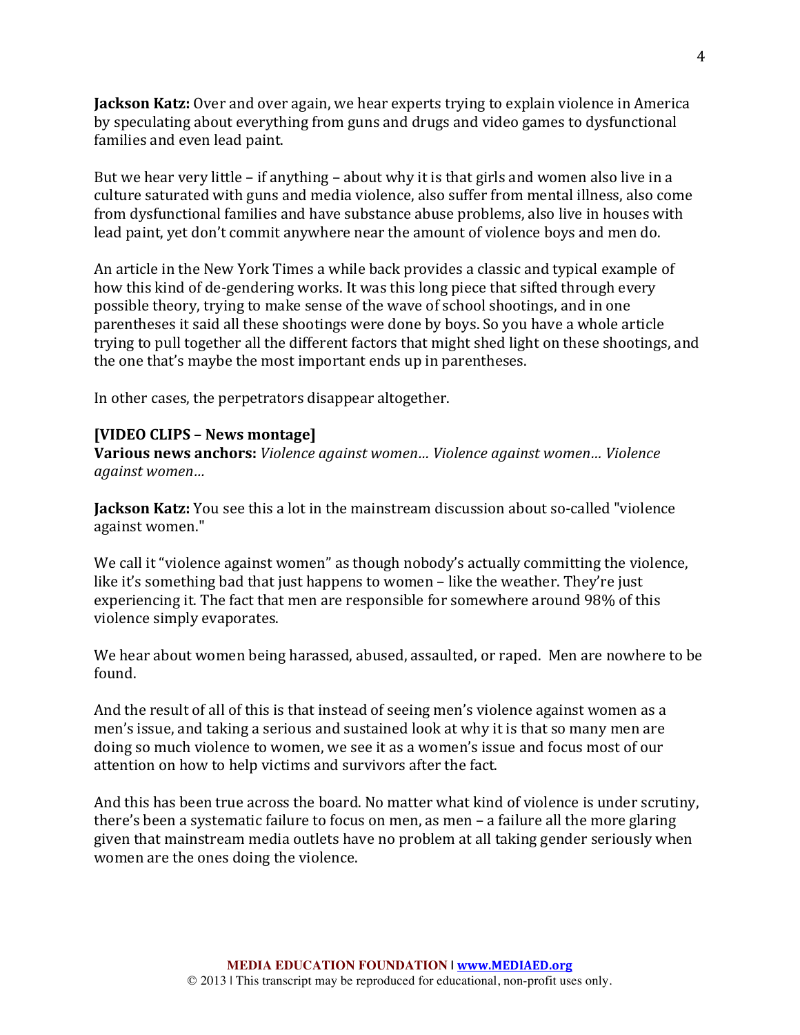**Jackson Katz:** Over and over again, we hear experts trying to explain violence in America by speculating about everything from guns and drugs and video games to dysfunctional families and even lead paint.

But we hear very little – if anything – about why it is that girls and women also live in a culture saturated with guns and media violence, also suffer from mental illness, also come from dysfunctional families and have substance abuse problems, also live in houses with lead paint, yet don't commit anywhere near the amount of violence boys and men do.

An article in the New York Times a while back provides a classic and typical example of how this kind of de-gendering works. It was this long piece that sifted through every possible theory, trying to make sense of the wave of school shootings, and in one parentheses it said all these shootings were done by boys. So you have a whole article trying to pull together all the different factors that might shed light on these shootings, and the one that's maybe the most important ends up in parentheses.

In other cases, the perpetrators disappear altogether.

**[VIDEO CLIPS – News montage]**
**Various news anchors:** *Violence against women… Violence against women… Violence against women…*

**Jackson Katz:** You see this a lot in the mainstream discussion about so-called "violence against women."

We call it "violence against women" as though nobody's actually committing the violence, like it's something bad that just happens to women – like the weather. They're just experiencing it. The fact that men are responsible for somewhere around 98% of this violence simply evaporates.

We hear about women being harassed, abused, assaulted, or raped. Men are nowhere to be found.

And the result of all of this is that instead of seeing men's violence against women as a men's issue, and taking a serious and sustained look at why it is that so many men are doing so much violence to women, we see it as a women's issue and focus most of our attention on how to help victims and survivors after the fact.

And this has been true across the board. No matter what kind of violence is under scrutiny, there's been a systematic failure to focus on men, as men – a failure all the more glaring given that mainstream media outlets have no problem at all taking gender seriously when women are the ones doing the violence.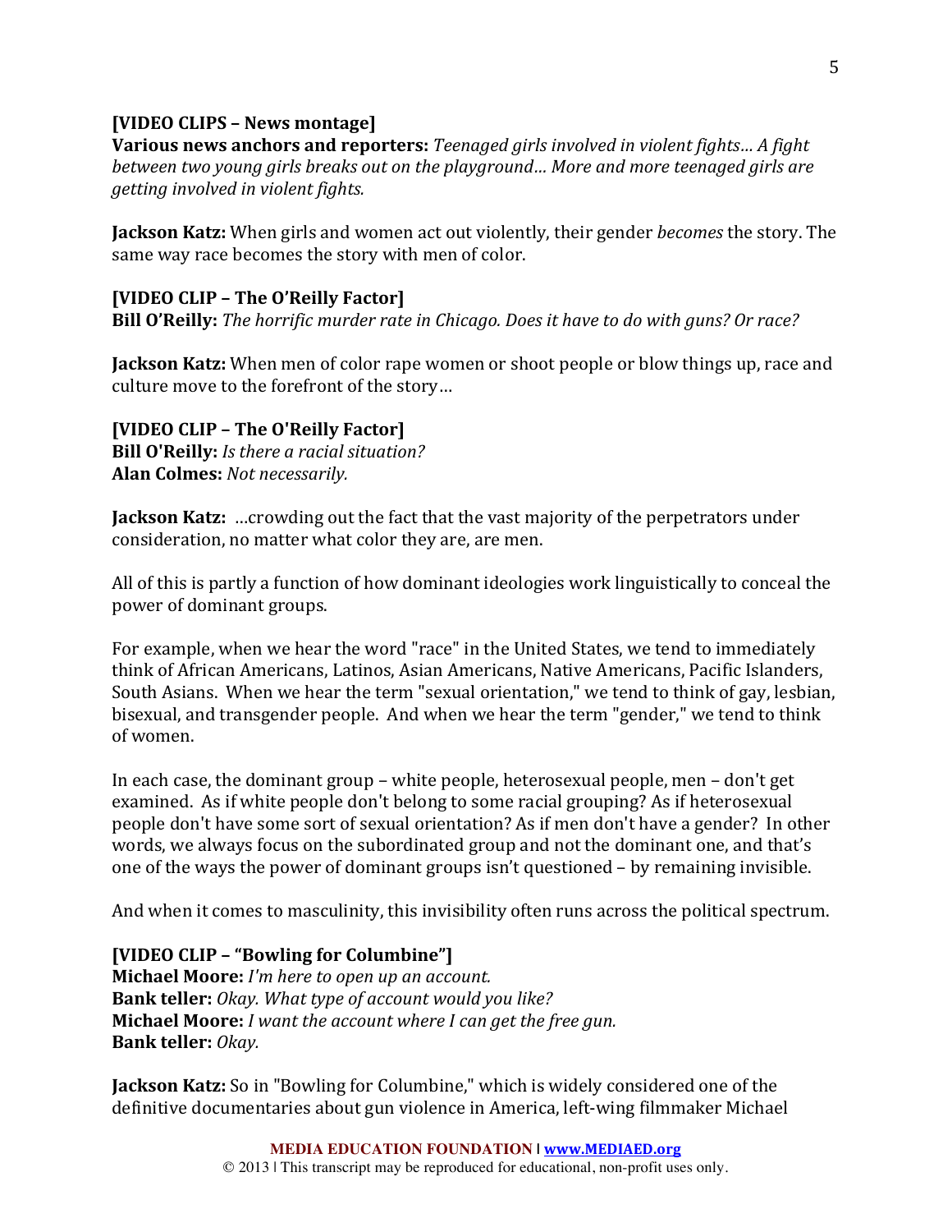**[VIDEO CLIPS – News montage]**
**Various news anchors and reporters:** *Teenaged girls involved in violent fights… A fight between two young girls breaks out on the playground… More and more teenaged girls are getting involved in violent fights.*

**Jackson Katz:** When girls and women act out violently, their gender *becomes* the story. The same way race becomes the story with men of color.

**[VIDEO CLIP – The O'Reilly Factor]**
**Bill O'Reilly:** *The horrific murder rate in Chicago. Does it have to do with guns? Or race?*

**Jackson Katz:** When men of color rape women or shoot people or blow things up, race and culture move to the forefront of the story…

**[VIDEO CLIP – The O'Reilly Factor]**
**Bill O'Reilly:** *Is there a racial situation?*
**Alan Colmes:** *Not necessarily.*

**Jackson Katz:** ...crowding out the fact that the vast majority of the perpetrators under consideration, no matter what color they are, are men.

All of this is partly a function of how dominant ideologies work linguistically to conceal the power of dominant groups.

For example, when we hear the word "race" in the United States, we tend to immediately think of African Americans, Latinos, Asian Americans, Native Americans, Pacific Islanders, South Asians. When we hear the term "sexual orientation," we tend to think of gay, lesbian, bisexual, and transgender people. And when we hear the term "gender," we tend to think of women.

In each case, the dominant group – white people, heterosexual people, men – don't get examined. As if white people don't belong to some racial grouping? As if heterosexual people don't have some sort of sexual orientation? As if men don't have a gender? In other words, we always focus on the subordinated group and not the dominant one, and that's one of the ways the power of dominant groups isn't questioned – by remaining invisible.

And when it comes to masculinity, this invisibility often runs across the political spectrum.

**[VIDEO CLIP – "Bowling for Columbine"]**
**Michael Moore:** *I'm here to open up an account.*
**Bank teller:** *Okay. What type of account would you like?*
**Michael Moore:** *I want the account where I can get the free gun.*
**Bank teller:** *Okay.*

**Jackson Katz:** So in "Bowling for Columbine," which is widely considered one of the definitive documentaries about gun violence in America, left-wing filmmaker Michael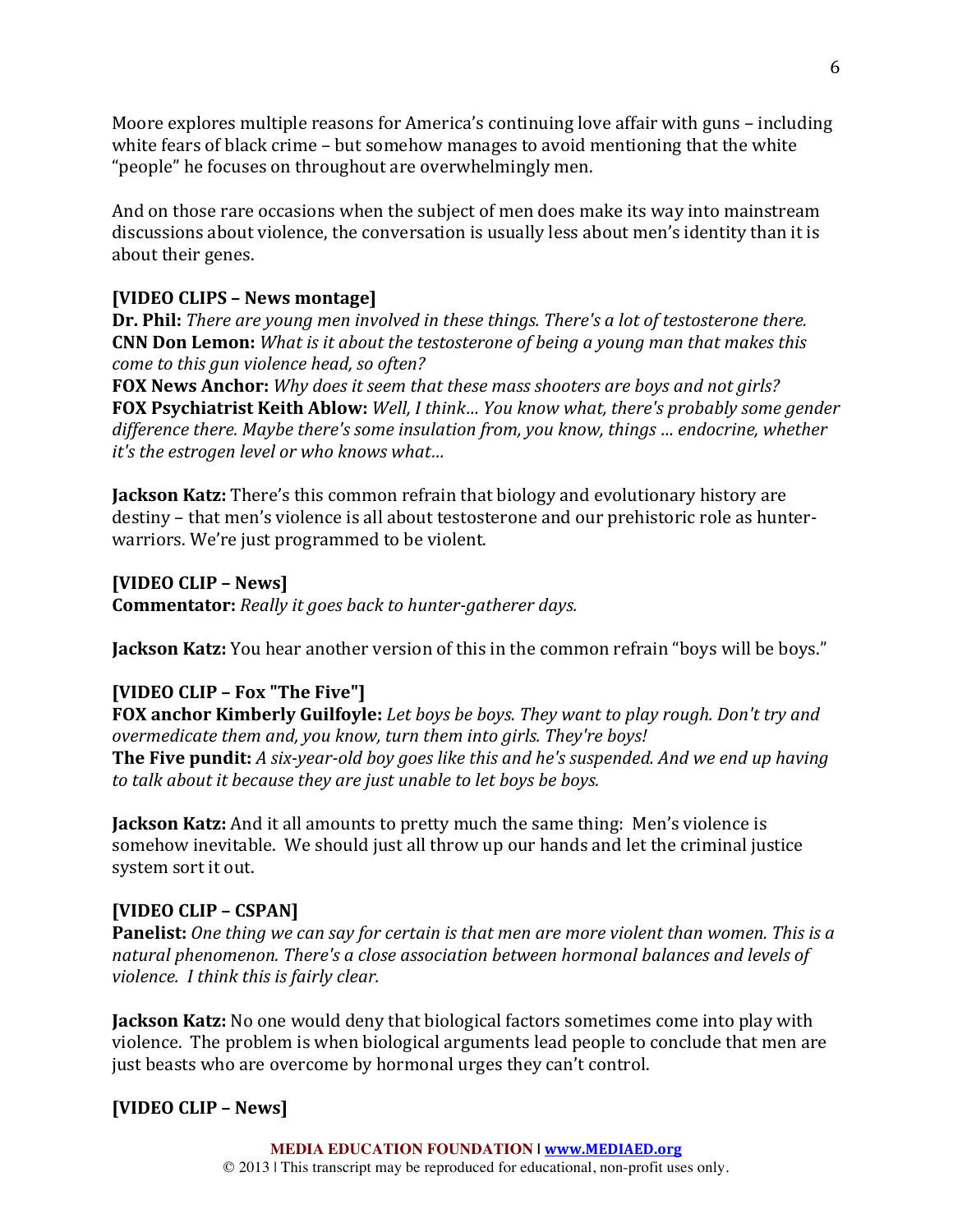Moore explores multiple reasons for America's continuing love affair with guns – including white fears of black crime – but somehow manages to avoid mentioning that the white "people" he focuses on throughout are overwhelmingly men.

And on those rare occasions when the subject of men does make its way into mainstream discussions about violence, the conversation is usually less about men's identity than it is about their genes.

**[VIDEO CLIPS – News montage]**
**Dr. Phil:** *There are young men involved in these things. There's a lot of testosterone there.*
**CNN Don Lemon:** *What is it about the testosterone of being a young man that makes this come to this gun violence head, so often?*
**FOX News Anchor:** *Why does it seem that these mass shooters are boys and not girls?*
**FOX Psychiatrist Keith Ablow:** *Well, I think... You know what, there's probably some gender difference there. Maybe there's some insulation from, you know, things ... endocrine, whether it's the estrogen level or who knows what...*

**Jackson Katz:** There's this common refrain that biology and evolutionary history are destiny – that men's violence is all about testosterone and our prehistoric role as hunter-warriors. We're just programmed to be violent.

**[VIDEO CLIP – News]**
**Commentator:** *Really it goes back to hunter-gatherer days.*

**Jackson Katz:** You hear another version of this in the common refrain "boys will be boys."

**[VIDEO CLIP – Fox "The Five"]**
**FOX anchor Kimberly Guilfoyle:** *Let boys be boys. They want to play rough. Don't try and overmedicate them and, you know, turn them into girls. They're boys!*
**The Five pundit:** *A six-year-old boy goes like this and he's suspended. And we end up having to talk about it because they are just unable to let boys be boys.*

**Jackson Katz:** And it all amounts to pretty much the same thing: Men's violence is somehow inevitable. We should just all throw up our hands and let the criminal justice system sort it out.

**[VIDEO CLIP – CSPAN]**
**Panelist:** *One thing we can say for certain is that men are more violent than women. This is a natural phenomenon. There's a close association between hormonal balances and levels of violence. I think this is fairly clear.*

**Jackson Katz:** No one would deny that biological factors sometimes come into play with violence. The problem is when biological arguments lead people to conclude that men are just beasts who are overcome by hormonal urges they can't control.

**[VIDEO CLIP – News]**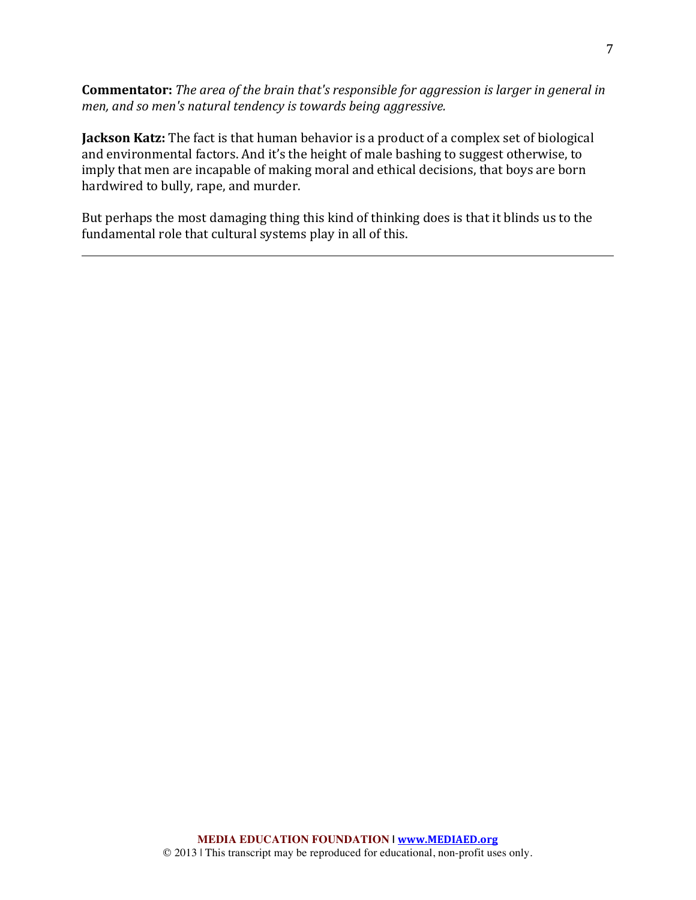**Commentator:** *The area of the brain that's responsible for aggression is larger in general in men, and so men's natural tendency is towards being aggressive.*

**Jackson Katz:** The fact is that human behavior is a product of a complex set of biological and environmental factors. And it's the height of male bashing to suggest otherwise, to imply that men are incapable of making moral and ethical decisions, that boys are born hardwired to bully, rape, and murder.

But perhaps the most damaging thing this kind of thinking does is that it blinds us to the fundamental role that cultural systems play in all of this.

---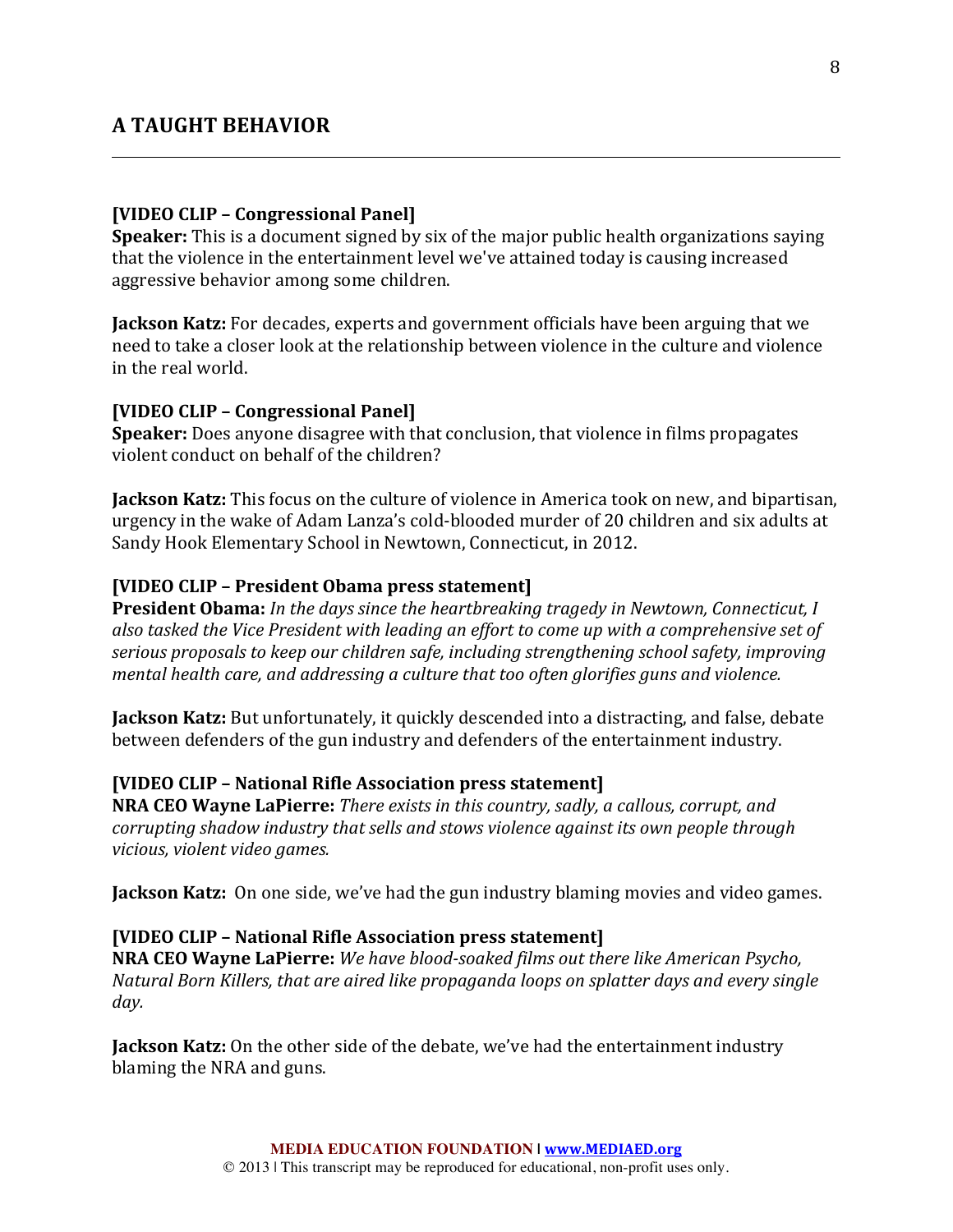## A TAUGHT BEHAVIOR

**[VIDEO CLIP – Congressional Panel]**
**Speaker:** This is a document signed by six of the major public health organizations saying that the violence in the entertainment level we've attained today is causing increased aggressive behavior among some children.

**Jackson Katz:** For decades, experts and government officials have been arguing that we need to take a closer look at the relationship between violence in the culture and violence in the real world.

**[VIDEO CLIP – Congressional Panel]**
**Speaker:** Does anyone disagree with that conclusion, that violence in films propagates violent conduct on behalf of the children?

**Jackson Katz:** This focus on the culture of violence in America took on new, and bipartisan, urgency in the wake of Adam Lanza's cold-blooded murder of 20 children and six adults at Sandy Hook Elementary School in Newtown, Connecticut, in 2012.

**[VIDEO CLIP – President Obama press statement]**
**President Obama:** *In the days since the heartbreaking tragedy in Newtown, Connecticut, I also tasked the Vice President with leading an effort to come up with a comprehensive set of serious proposals to keep our children safe, including strengthening school safety, improving mental health care, and addressing a culture that too often glorifies guns and violence.*

**Jackson Katz:** But unfortunately, it quickly descended into a distracting, and false, debate between defenders of the gun industry and defenders of the entertainment industry.

**[VIDEO CLIP – National Rifle Association press statement]**
**NRA CEO Wayne LaPierre:** *There exists in this country, sadly, a callous, corrupt, and corrupting shadow industry that sells and stows violence against its own people through vicious, violent video games.*

**Jackson Katz:** On one side, we've had the gun industry blaming movies and video games.

**[VIDEO CLIP – National Rifle Association press statement]**
**NRA CEO Wayne LaPierre:** *We have blood-soaked films out there like American Psycho, Natural Born Killers, that are aired like propaganda loops on splatter days and every single day.*

**Jackson Katz:** On the other side of the debate, we've had the entertainment industry blaming the NRA and guns.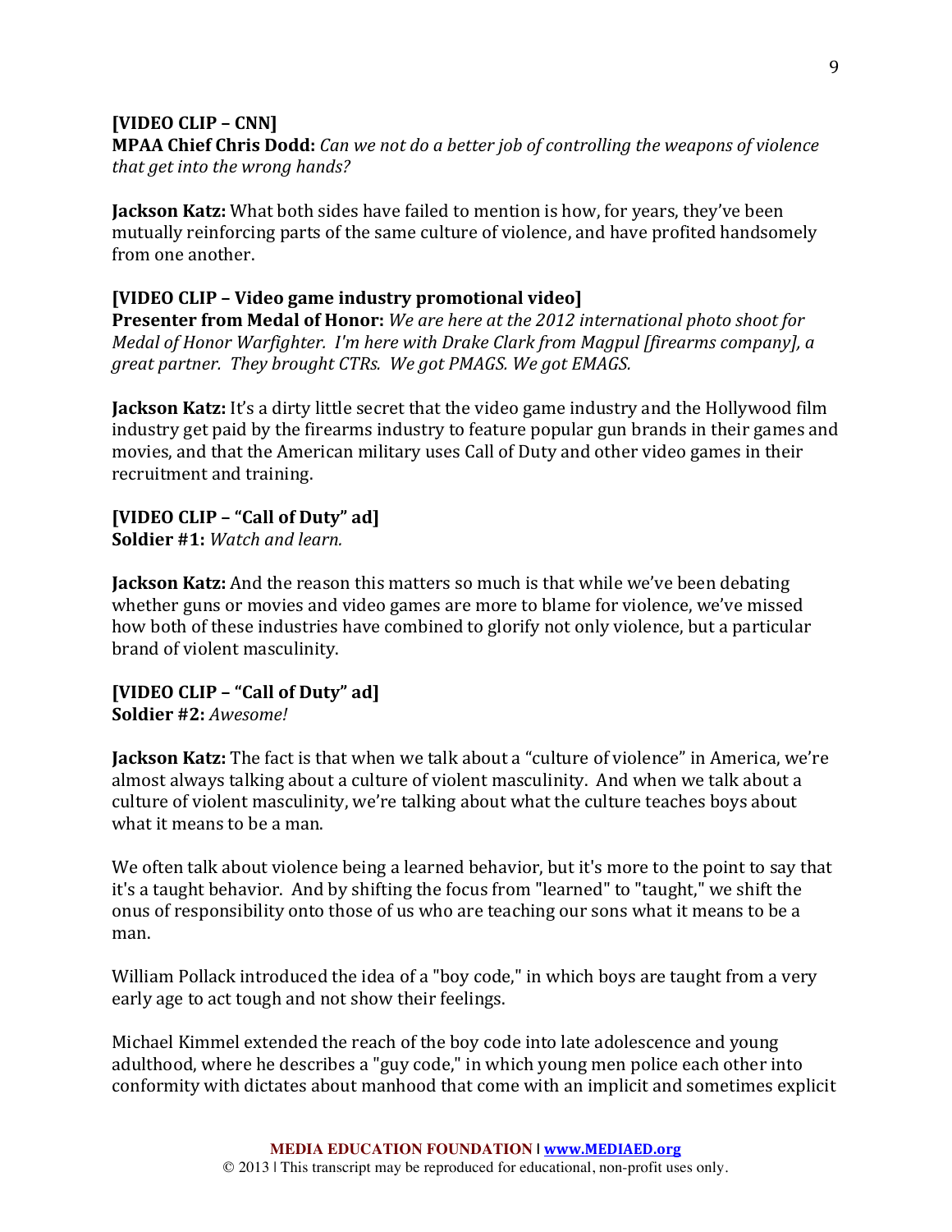**[VIDEO CLIP – CNN]**
**MPAA Chief Chris Dodd:** *Can we not do a better job of controlling the weapons of violence that get into the wrong hands?*

**Jackson Katz:** What both sides have failed to mention is how, for years, they've been mutually reinforcing parts of the same culture of violence, and have profited handsomely from one another.

**[VIDEO CLIP – Video game industry promotional video]**
**Presenter from Medal of Honor:** *We are here at the 2012 international photo shoot for Medal of Honor Warfighter. I'm here with Drake Clark from Magpul [firearms company], a great partner. They brought CTRs. We got PMAGS. We got EMAGS.*

**Jackson Katz:** It's a dirty little secret that the video game industry and the Hollywood film industry get paid by the firearms industry to feature popular gun brands in their games and movies, and that the American military uses Call of Duty and other video games in their recruitment and training.

**[VIDEO CLIP – "Call of Duty" ad]**
**Soldier #1:** *Watch and learn.*

**Jackson Katz:** And the reason this matters so much is that while we've been debating whether guns or movies and video games are more to blame for violence, we've missed how both of these industries have combined to glorify not only violence, but a particular brand of violent masculinity.

**[VIDEO CLIP – "Call of Duty" ad]**
**Soldier #2:** *Awesome!*

**Jackson Katz:** The fact is that when we talk about a "culture of violence" in America, we're almost always talking about a culture of violent masculinity. And when we talk about a culture of violent masculinity, we're talking about what the culture teaches boys about what it means to be a man.

We often talk about violence being a learned behavior, but it's more to the point to say that it's a taught behavior. And by shifting the focus from "learned" to "taught," we shift the onus of responsibility onto those of us who are teaching our sons what it means to be a man.

William Pollack introduced the idea of a "boy code," in which boys are taught from a very early age to act tough and not show their feelings.

Michael Kimmel extended the reach of the boy code into late adolescence and young adulthood, where he describes a "guy code," in which young men police each other into conformity with dictates about manhood that come with an implicit and sometimes explicit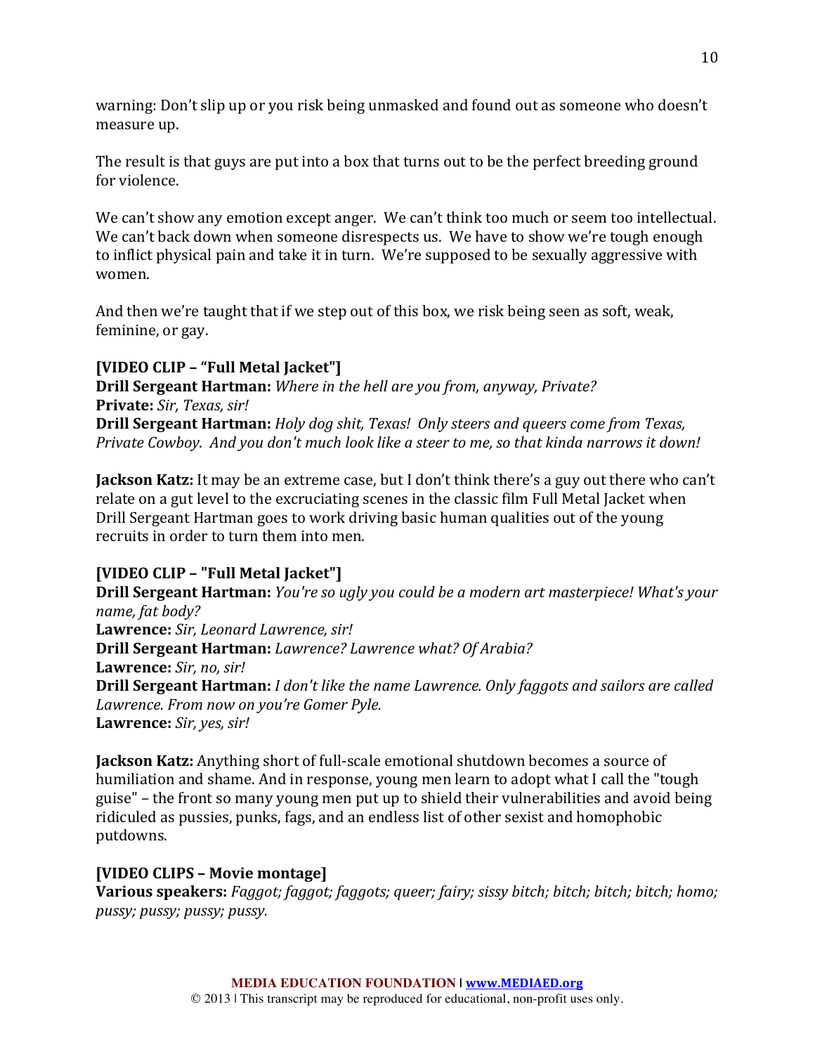warning: Don't slip up or you risk being unmasked and found out as someone who doesn't measure up.

The result is that guys are put into a box that turns out to be the perfect breeding ground for violence.

We can't show any emotion except anger. We can't think too much or seem too intellectual. We can't back down when someone disrespects us. We have to show we're tough enough to inflict physical pain and take it in turn. We're supposed to be sexually aggressive with women.

And then we're taught that if we step out of this box, we risk being seen as soft, weak, feminine, or gay.

**[VIDEO CLIP – "Full Metal Jacket"]**
**Drill Sergeant Hartman:** *Where in the hell are you from, anyway, Private?*
**Private:** *Sir, Texas, sir!*
**Drill Sergeant Hartman:** *Holy dog shit, Texas! Only steers and queers come from Texas, Private Cowboy. And you don't much look like a steer to me, so that kinda narrows it down!*

**Jackson Katz:** It may be an extreme case, but I don't think there's a guy out there who can't relate on a gut level to the excruciating scenes in the classic film Full Metal Jacket when Drill Sergeant Hartman goes to work driving basic human qualities out of the young recruits in order to turn them into men.

**[VIDEO CLIP – "Full Metal Jacket"]**
**Drill Sergeant Hartman:** *You're so ugly you could be a modern art masterpiece! What's your name, fat body?*
**Lawrence:** *Sir, Leonard Lawrence, sir!*
**Drill Sergeant Hartman:** *Lawrence? Lawrence what? Of Arabia?*
**Lawrence:** *Sir, no, sir!*
**Drill Sergeant Hartman:** *I don't like the name Lawrence. Only faggots and sailors are called Lawrence. From now on you're Gomer Pyle.*
**Lawrence:** *Sir, yes, sir!*

**Jackson Katz:** Anything short of full-scale emotional shutdown becomes a source of humiliation and shame. And in response, young men learn to adopt what I call the "tough guise" – the front so many young men put up to shield their vulnerabilities and avoid being ridiculed as pussies, punks, fags, and an endless list of other sexist and homophobic putdowns.

**[VIDEO CLIPS – Movie montage]**
**Various speakers:** *Faggot; faggot; faggots; queer; fairy; sissy bitch; bitch; bitch; bitch; homo; pussy; pussy; pussy; pussy.*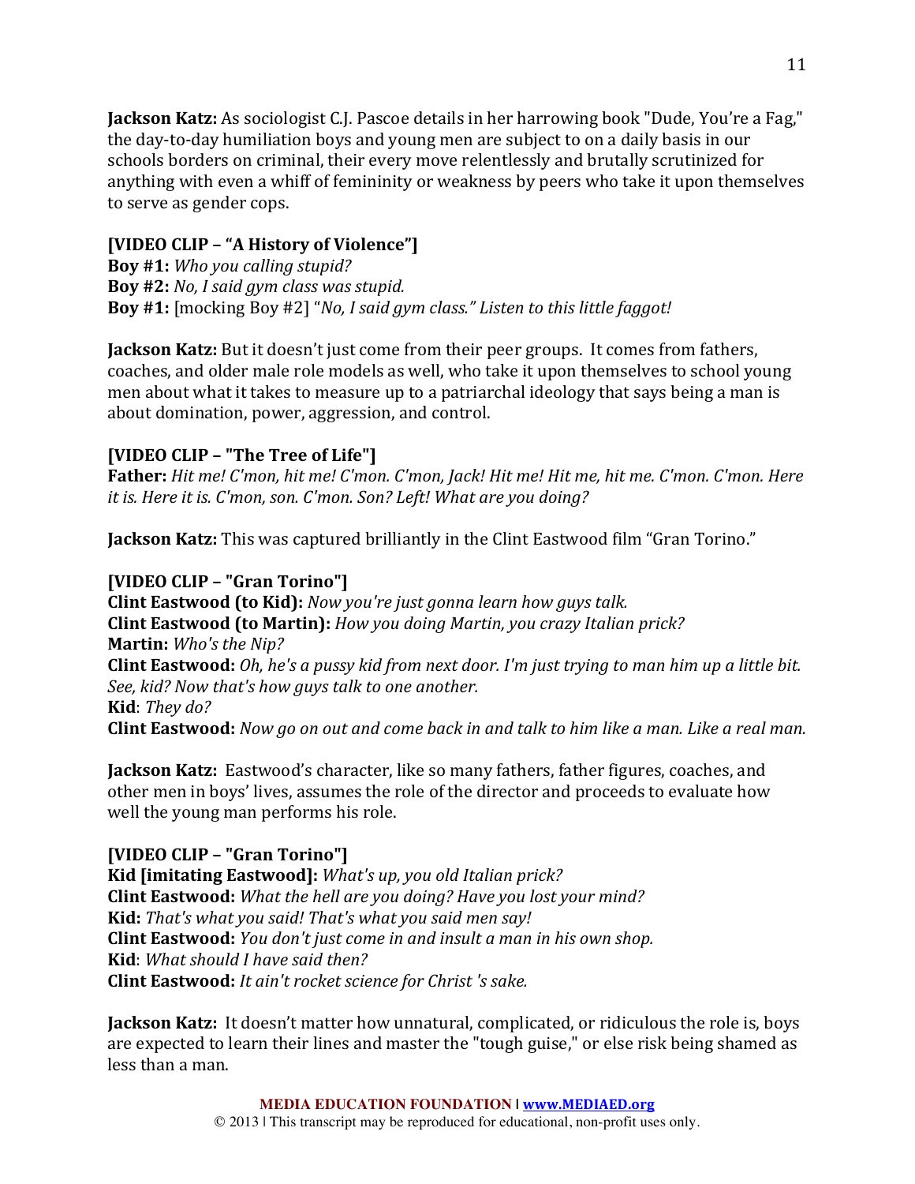**Jackson Katz:** As sociologist C.J. Pascoe details in her harrowing book "Dude, You're a Fag," the day-to-day humiliation boys and young men are subject to on a daily basis in our schools borders on criminal, their every move relentlessly and brutally scrutinized for anything with even a whiff of femininity or weakness by peers who take it upon themselves to serve as gender cops.

**[VIDEO CLIP – "A History of Violence"]**
**Boy #1:** *Who you calling stupid?*
**Boy #2:** *No, I said gym class was stupid.*
**Boy #1:** [mocking Boy #2] *"No, I said gym class." Listen to this little faggot!*

**Jackson Katz:** But it doesn't just come from their peer groups. It comes from fathers, coaches, and older male role models as well, who take it upon themselves to school young men about what it takes to measure up to a patriarchal ideology that says being a man is about domination, power, aggression, and control.

**[VIDEO CLIP – "The Tree of Life"]**
**Father:** *Hit me! C'mon, hit me! C'mon. C'mon, Jack! Hit me! Hit me, hit me. C'mon. C'mon. Here it is. Here it is. C'mon, son. C'mon. Son? Left! What are you doing?*

**Jackson Katz:** This was captured brilliantly in the Clint Eastwood film "Gran Torino."

**[VIDEO CLIP – "Gran Torino"]**
**Clint Eastwood (to Kid):** *Now you're just gonna learn how guys talk.*
**Clint Eastwood (to Martin):** *How you doing Martin, you crazy Italian prick?*
**Martin:** *Who's the Nip?*
**Clint Eastwood:** *Oh, he's a pussy kid from next door. I'm just trying to man him up a little bit. See, kid? Now that's how guys talk to one another.*
**Kid**: *They do?*
**Clint Eastwood:** *Now go on out and come back in and talk to him like a man. Like a real man.*

**Jackson Katz:** Eastwood's character, like so many fathers, father figures, coaches, and other men in boys' lives, assumes the role of the director and proceeds to evaluate how well the young man performs his role.

**[VIDEO CLIP – "Gran Torino"]**
**Kid [imitating Eastwood]:** *What's up, you old Italian prick?*
**Clint Eastwood:** *What the hell are you doing? Have you lost your mind?*
**Kid:** *That's what you said! That's what you said men say!*
**Clint Eastwood:** *You don't just come in and insult a man in his own shop.*
**Kid**: *What should I have said then?*
**Clint Eastwood:** *It ain't rocket science for Christ 's sake.*

**Jackson Katz:** It doesn't matter how unnatural, complicated, or ridiculous the role is, boys are expected to learn their lines and master the "tough guise," or else risk being shamed as less than a man.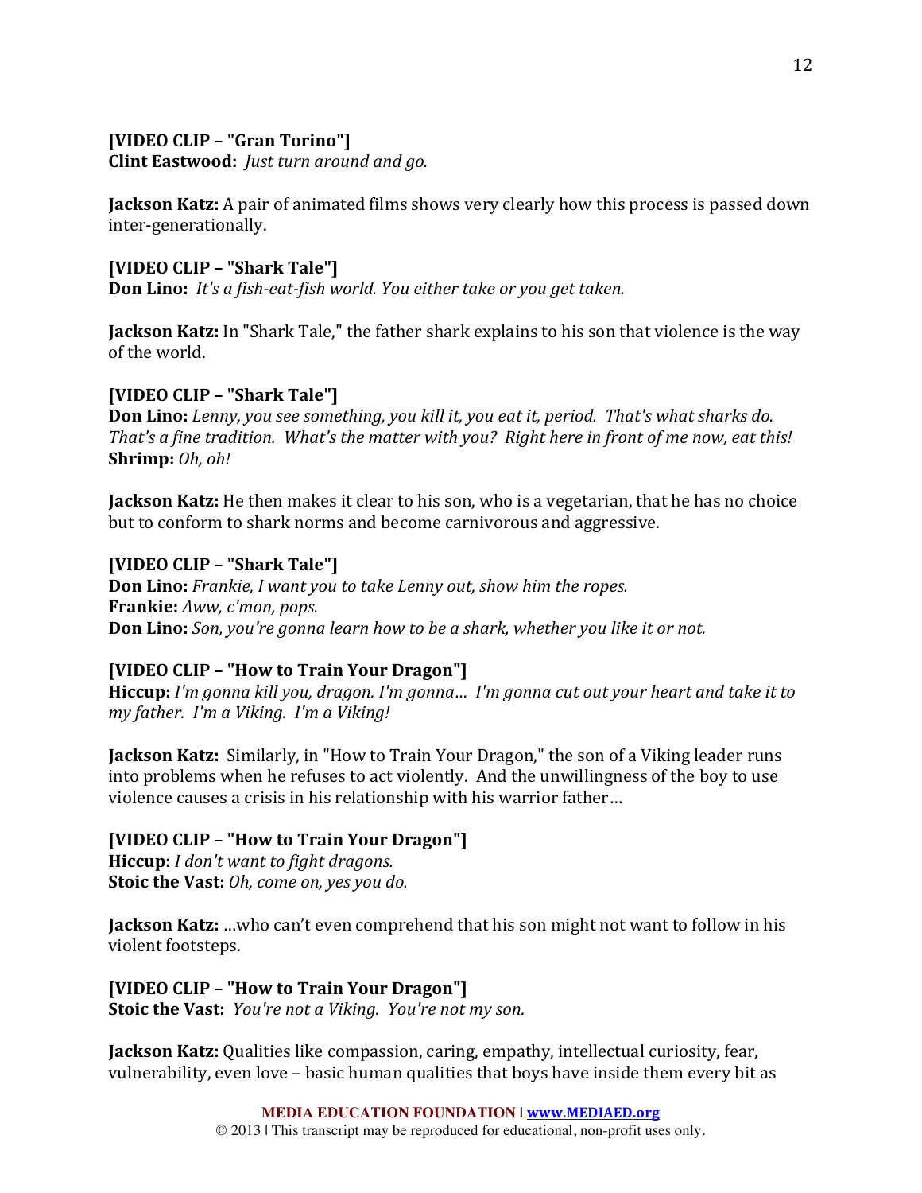**[VIDEO CLIP – "Gran Torino"]**
**Clint Eastwood:** *Just turn around and go.*

**Jackson Katz:** A pair of animated films shows very clearly how this process is passed down inter-generationally.

**[VIDEO CLIP – "Shark Tale"]**
**Don Lino:** *It's a fish-eat-fish world. You either take or you get taken.*

**Jackson Katz:** In "Shark Tale," the father shark explains to his son that violence is the way of the world.

**[VIDEO CLIP – "Shark Tale"]**
**Don Lino:** *Lenny, you see something, you kill it, you eat it, period. That's what sharks do. That's a fine tradition. What's the matter with you? Right here in front of me now, eat this!*
**Shrimp:** *Oh, oh!*

**Jackson Katz:** He then makes it clear to his son, who is a vegetarian, that he has no choice but to conform to shark norms and become carnivorous and aggressive.

**[VIDEO CLIP – "Shark Tale"]**
**Don Lino:** *Frankie, I want you to take Lenny out, show him the ropes.*
**Frankie:** *Aww, c'mon, pops.*
**Don Lino:** *Son, you're gonna learn how to be a shark, whether you like it or not.*

**[VIDEO CLIP – "How to Train Your Dragon"]**
**Hiccup:** *I'm gonna kill you, dragon. I'm gonna… I'm gonna cut out your heart and take it to my father. I'm a Viking. I'm a Viking!*

**Jackson Katz:** Similarly, in "How to Train Your Dragon," the son of a Viking leader runs into problems when he refuses to act violently. And the unwillingness of the boy to use violence causes a crisis in his relationship with his warrior father…

**[VIDEO CLIP – "How to Train Your Dragon"]**
**Hiccup:** *I don't want to fight dragons.*
**Stoic the Vast:** *Oh, come on, yes you do.*

**Jackson Katz:** …who can't even comprehend that his son might not want to follow in his violent footsteps.

**[VIDEO CLIP – "How to Train Your Dragon"]**
**Stoic the Vast:** *You're not a Viking. You're not my son.*

**Jackson Katz:** Qualities like compassion, caring, empathy, intellectual curiosity, fear, vulnerability, even love – basic human qualities that boys have inside them every bit as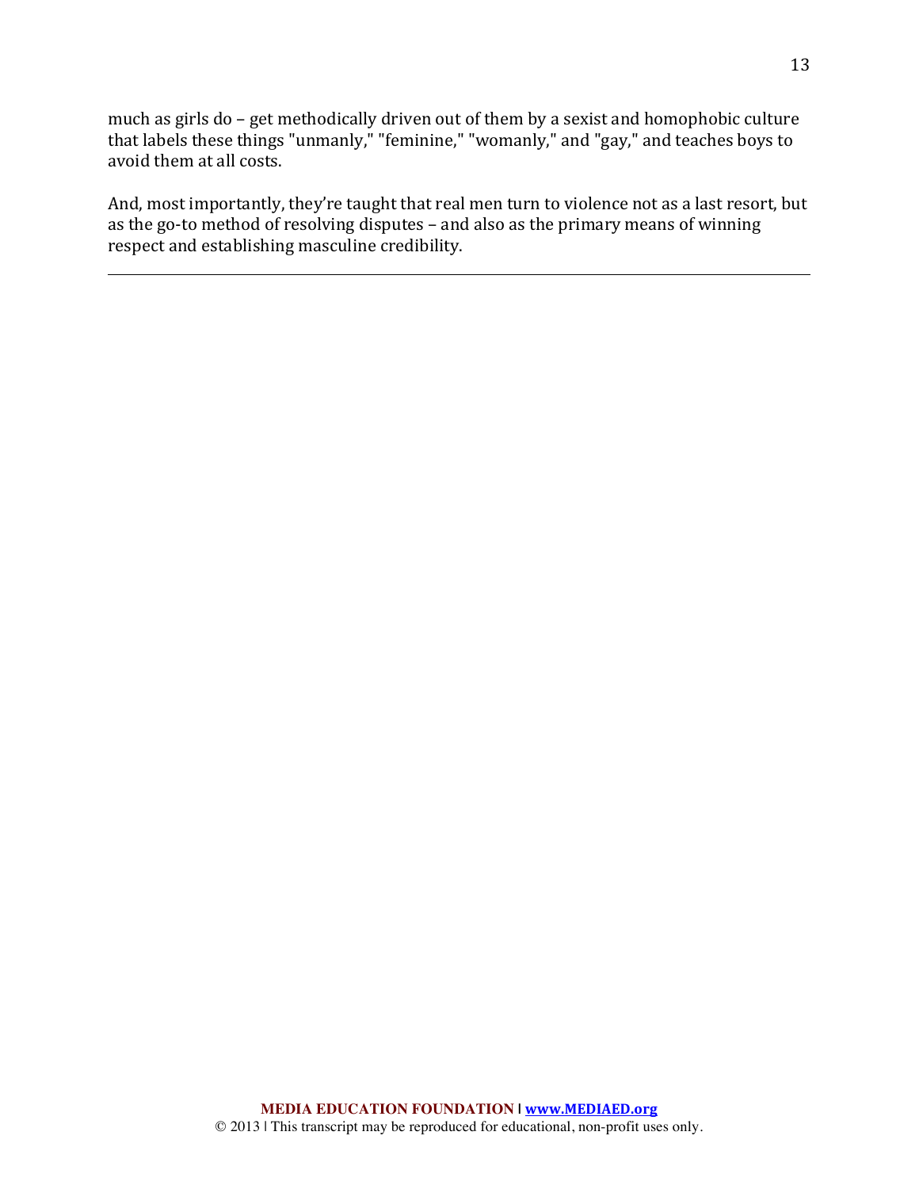much as girls do – get methodically driven out of them by a sexist and homophobic culture that labels these things "unmanly," "feminine," "womanly," and "gay," and teaches boys to avoid them at all costs.

And, most importantly, they're taught that real men turn to violence not as a last resort, but as the go-to method of resolving disputes – and also as the primary means of winning respect and establishing masculine credibility.

---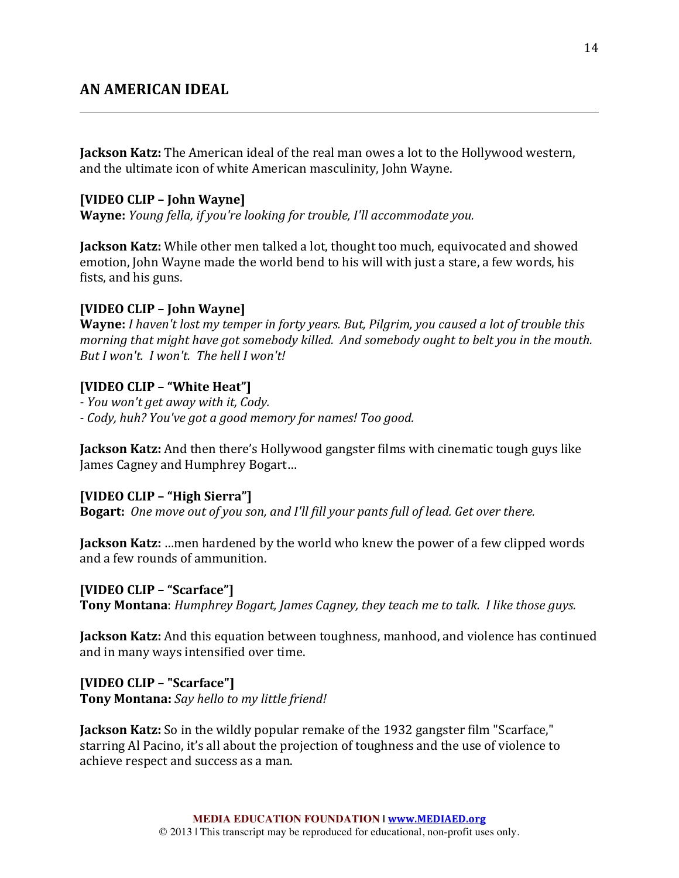## AN AMERICAN IDEAL

**Jackson Katz:** The American ideal of the real man owes a lot to the Hollywood western, and the ultimate icon of white American masculinity, John Wayne.

**[VIDEO CLIP – John Wayne]**
**Wayne:** *Young fella, if you're looking for trouble, I'll accommodate you.*

**Jackson Katz:** While other men talked a lot, thought too much, equivocated and showed emotion, John Wayne made the world bend to his will with just a stare, a few words, his fists, and his guns.

**[VIDEO CLIP – John Wayne]**
**Wayne:** *I haven't lost my temper in forty years. But, Pilgrim, you caused a lot of trouble this morning that might have got somebody killed. And somebody ought to belt you in the mouth. But I won't. I won't. The hell I won't!*

**[VIDEO CLIP – "White Heat"]**
*- You won't get away with it, Cody.*
*- Cody, huh? You've got a good memory for names! Too good.*

**Jackson Katz:** And then there's Hollywood gangster films with cinematic tough guys like James Cagney and Humphrey Bogart…

**[VIDEO CLIP – "High Sierra"]**
**Bogart:** *One move out of you son, and I'll fill your pants full of lead. Get over there.*

**Jackson Katz:** …men hardened by the world who knew the power of a few clipped words and a few rounds of ammunition.

**[VIDEO CLIP – "Scarface"]**
**Tony Montana**: *Humphrey Bogart, James Cagney, they teach me to talk. I like those guys.*

**Jackson Katz:** And this equation between toughness, manhood, and violence has continued and in many ways intensified over time.

**[VIDEO CLIP – "Scarface"]**
**Tony Montana:** *Say hello to my little friend!*

**Jackson Katz:** So in the wildly popular remake of the 1932 gangster film "Scarface," starring Al Pacino, it's all about the projection of toughness and the use of violence to achieve respect and success as a man.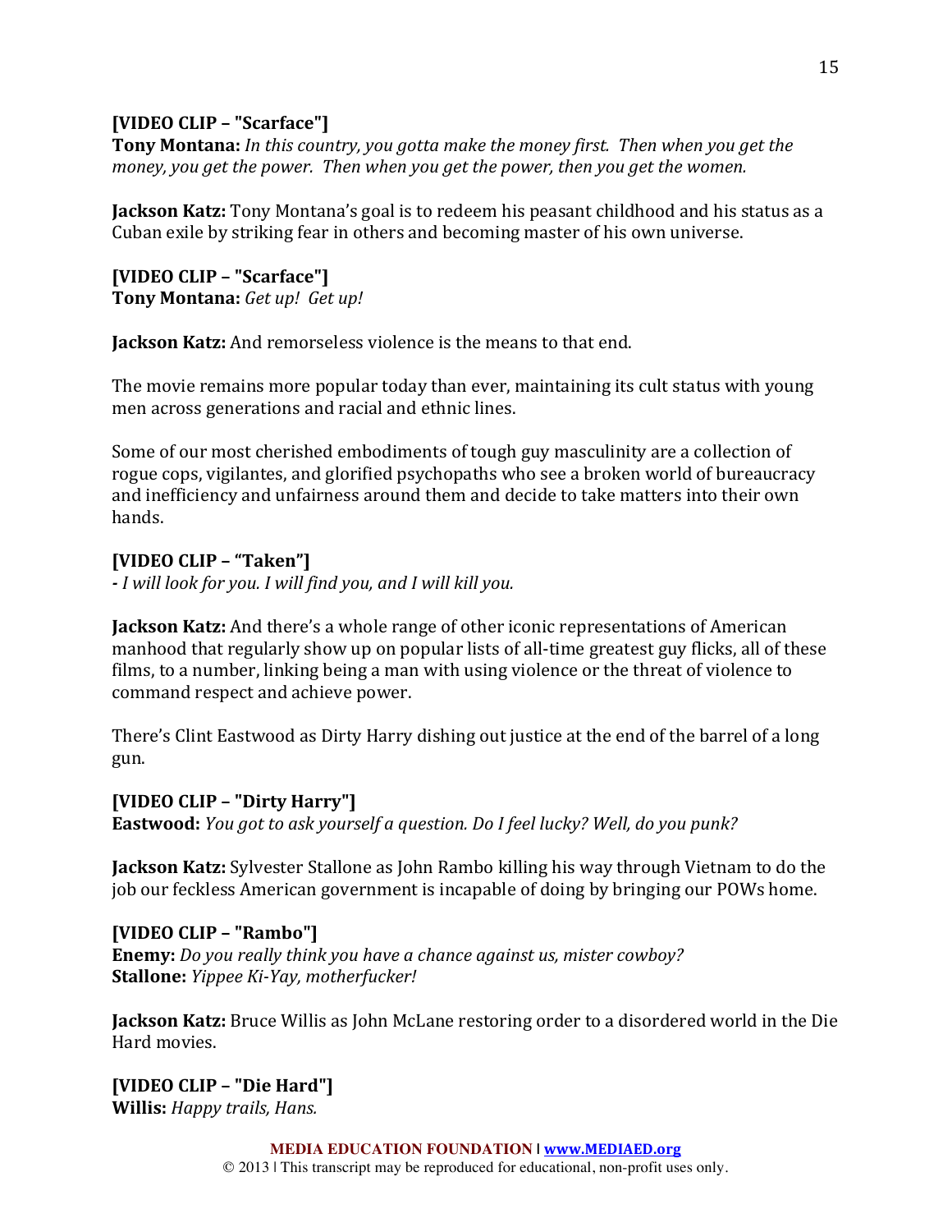**[VIDEO CLIP – "Scarface"]**
**Tony Montana:** *In this country, you gotta make the money first. Then when you get the money, you get the power. Then when you get the power, then you get the women.*

**Jackson Katz:** Tony Montana's goal is to redeem his peasant childhood and his status as a Cuban exile by striking fear in others and becoming master of his own universe.

**[VIDEO CLIP – "Scarface"]**
**Tony Montana:** *Get up! Get up!*

**Jackson Katz:** And remorseless violence is the means to that end.

The movie remains more popular today than ever, maintaining its cult status with young men across generations and racial and ethnic lines.

Some of our most cherished embodiments of tough guy masculinity are a collection of rogue cops, vigilantes, and glorified psychopaths who see a broken world of bureaucracy and inefficiency and unfairness around them and decide to take matters into their own hands.

**[VIDEO CLIP – "Taken"]**
**-** *I will look for you. I will find you, and I will kill you.*

**Jackson Katz:** And there's a whole range of other iconic representations of American manhood that regularly show up on popular lists of all-time greatest guy flicks, all of these films, to a number, linking being a man with using violence or the threat of violence to command respect and achieve power.

There's Clint Eastwood as Dirty Harry dishing out justice at the end of the barrel of a long gun.

**[VIDEO CLIP – "Dirty Harry"]**
**Eastwood:** *You got to ask yourself a question. Do I feel lucky? Well, do you punk?*

**Jackson Katz:** Sylvester Stallone as John Rambo killing his way through Vietnam to do the job our feckless American government is incapable of doing by bringing our POWs home.

**[VIDEO CLIP – "Rambo"]**
**Enemy:** *Do you really think you have a chance against us, mister cowboy?*
**Stallone:** *Yippee Ki-Yay, motherfucker!*

**Jackson Katz:** Bruce Willis as John McLane restoring order to a disordered world in the Die Hard movies.

**[VIDEO CLIP – "Die Hard"]**
**Willis:** *Happy trails, Hans.*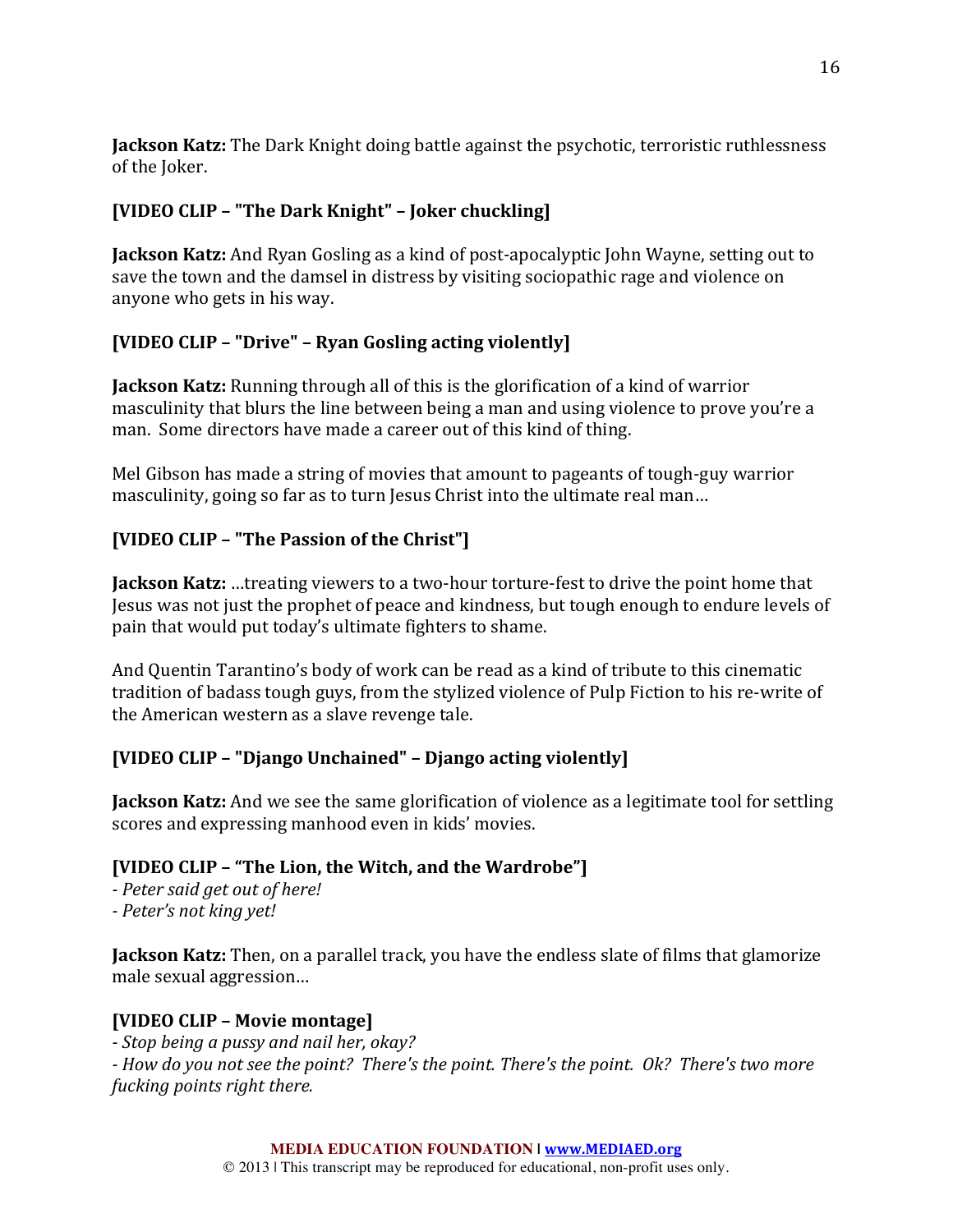**Jackson Katz:** The Dark Knight doing battle against the psychotic, terroristic ruthlessness of the Joker.

**[VIDEO CLIP – "The Dark Knight" – Joker chuckling]**

**Jackson Katz:** And Ryan Gosling as a kind of post-apocalyptic John Wayne, setting out to save the town and the damsel in distress by visiting sociopathic rage and violence on anyone who gets in his way.

**[VIDEO CLIP – "Drive" – Ryan Gosling acting violently]**

**Jackson Katz:** Running through all of this is the glorification of a kind of warrior masculinity that blurs the line between being a man and using violence to prove you're a man. Some directors have made a career out of this kind of thing.

Mel Gibson has made a string of movies that amount to pageants of tough-guy warrior masculinity, going so far as to turn Jesus Christ into the ultimate real man…

**[VIDEO CLIP – "The Passion of the Christ"]**

**Jackson Katz:** …treating viewers to a two-hour torture-fest to drive the point home that Jesus was not just the prophet of peace and kindness, but tough enough to endure levels of pain that would put today's ultimate fighters to shame.

And Quentin Tarantino's body of work can be read as a kind of tribute to this cinematic tradition of badass tough guys, from the stylized violence of Pulp Fiction to his re-write of the American western as a slave revenge tale.

**[VIDEO CLIP – "Django Unchained" – Django acting violently]**

**Jackson Katz:** And we see the same glorification of violence as a legitimate tool for settling scores and expressing manhood even in kids' movies.

**[VIDEO CLIP – "The Lion, the Witch, and the Wardrobe"]**
- *Peter said get out of here!*
- *Peter's not king yet!*

**Jackson Katz:** Then, on a parallel track, you have the endless slate of films that glamorize male sexual aggression…

**[VIDEO CLIP – Movie montage]**
- *Stop being a pussy and nail her, okay?*
- *How do you not see the point? There's the point. There's the point. Ok? There's two more fucking points right there.*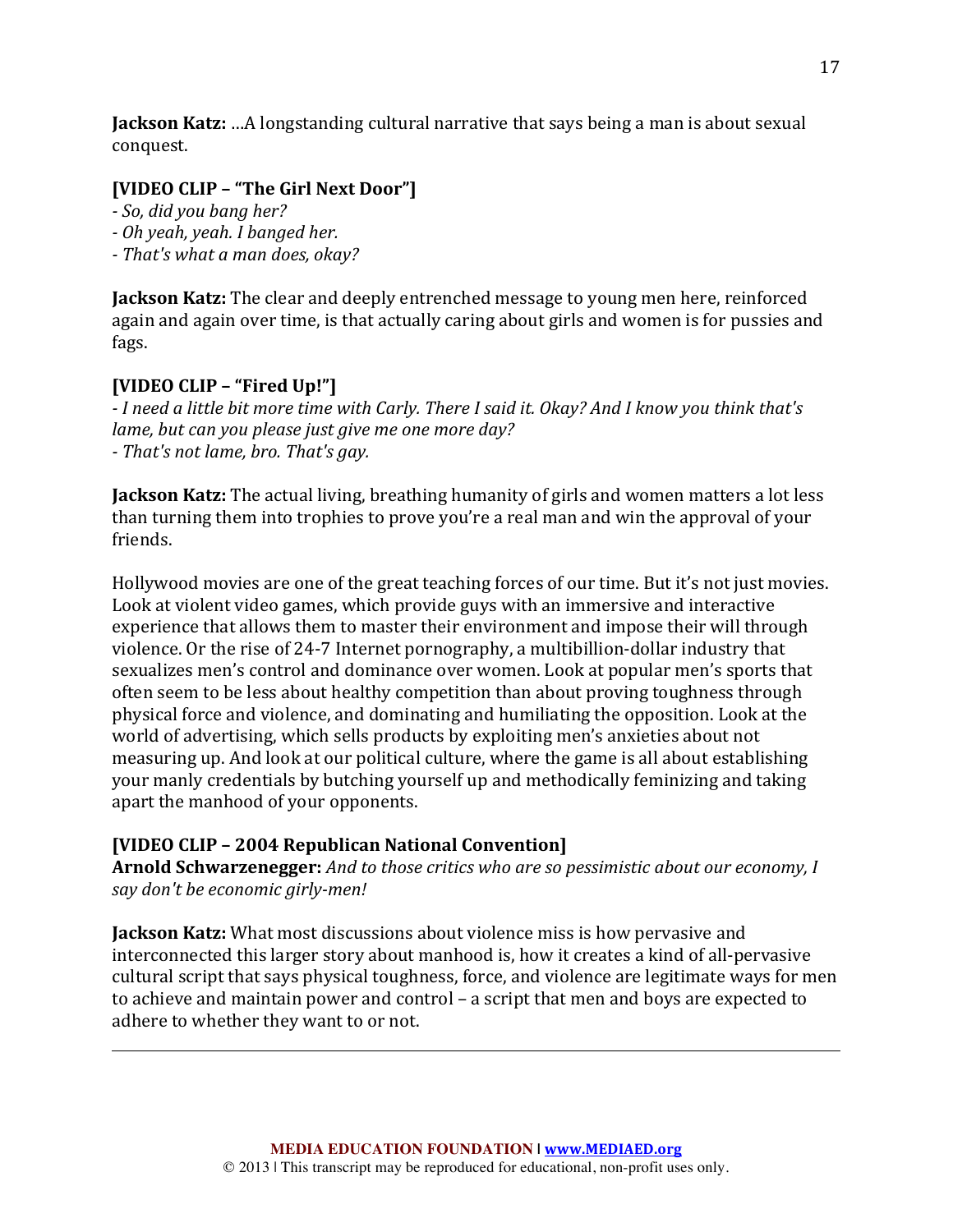**Jackson Katz:** …A longstanding cultural narrative that says being a man is about sexual conquest.

**[VIDEO CLIP – "The Girl Next Door"]**
*- So, did you bang her?*
*- Oh yeah, yeah. I banged her.*
*- That's what a man does, okay?*

**Jackson Katz:** The clear and deeply entrenched message to young men here, reinforced again and again over time, is that actually caring about girls and women is for pussies and fags.

**[VIDEO CLIP – "Fired Up!"]**
*- I need a little bit more time with Carly. There I said it. Okay? And I know you think that's lame, but can you please just give me one more day?*
*- That's not lame, bro. That's gay.*

**Jackson Katz:** The actual living, breathing humanity of girls and women matters a lot less than turning them into trophies to prove you're a real man and win the approval of your friends.

Hollywood movies are one of the great teaching forces of our time. But it's not just movies. Look at violent video games, which provide guys with an immersive and interactive experience that allows them to master their environment and impose their will through violence. Or the rise of 24-7 Internet pornography, a multibillion-dollar industry that sexualizes men's control and dominance over women. Look at popular men's sports that often seem to be less about healthy competition than about proving toughness through physical force and violence, and dominating and humiliating the opposition. Look at the world of advertising, which sells products by exploiting men's anxieties about not measuring up. And look at our political culture, where the game is all about establishing your manly credentials by butching yourself up and methodically feminizing and taking apart the manhood of your opponents.

**[VIDEO CLIP – 2004 Republican National Convention]**
**Arnold Schwarzenegger:** *And to those critics who are so pessimistic about our economy, I say don't be economic girly-men!*

**Jackson Katz:** What most discussions about violence miss is how pervasive and interconnected this larger story about manhood is, how it creates a kind of all-pervasive cultural script that says physical toughness, force, and violence are legitimate ways for men to achieve and maintain power and control – a script that men and boys are expected to adhere to whether they want to or not.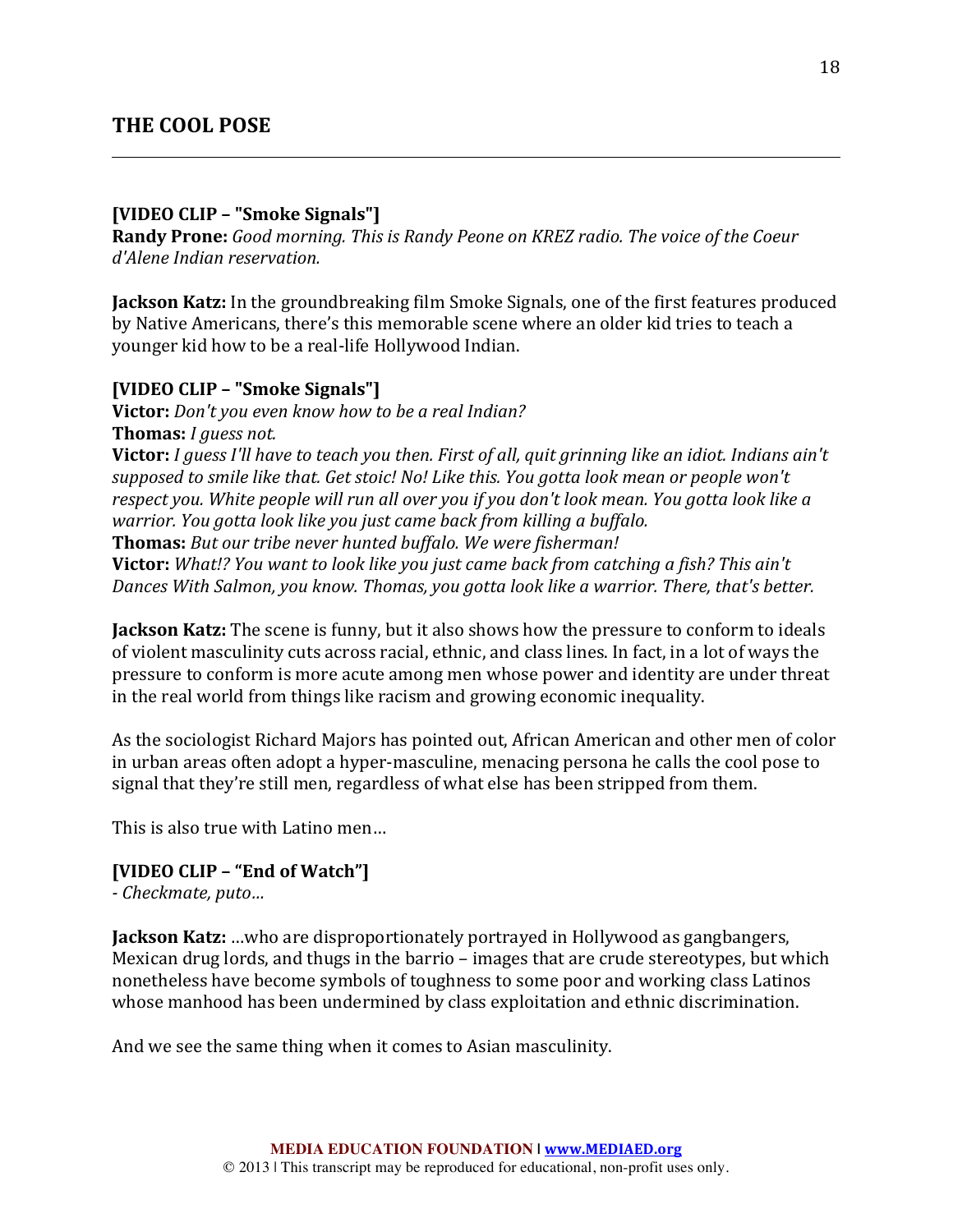## THE COOL POSE

**[VIDEO CLIP – "Smoke Signals"]**
**Randy Prone:** *Good morning. This is Randy Peone on KREZ radio. The voice of the Coeur d'Alene Indian reservation.*

**Jackson Katz:** In the groundbreaking film Smoke Signals, one of the first features produced by Native Americans, there's this memorable scene where an older kid tries to teach a younger kid how to be a real-life Hollywood Indian.

**[VIDEO CLIP – "Smoke Signals"]**
**Victor:** *Don't you even know how to be a real Indian?*
**Thomas:** *I guess not.*
**Victor:** *I guess I'll have to teach you then. First of all, quit grinning like an idiot. Indians ain't supposed to smile like that. Get stoic! No! Like this. You gotta look mean or people won't respect you. White people will run all over you if you don't look mean. You gotta look like a warrior. You gotta look like you just came back from killing a buffalo.*
**Thomas:** *But our tribe never hunted buffalo. We were fisherman!*
**Victor:** *What!? You want to look like you just came back from catching a fish? This ain't Dances With Salmon, you know. Thomas, you gotta look like a warrior. There, that's better.*

**Jackson Katz:** The scene is funny, but it also shows how the pressure to conform to ideals of violent masculinity cuts across racial, ethnic, and class lines. In fact, in a lot of ways the pressure to conform is more acute among men whose power and identity are under threat in the real world from things like racism and growing economic inequality.

As the sociologist Richard Majors has pointed out, African American and other men of color in urban areas often adopt a hyper-masculine, menacing persona he calls the cool pose to signal that they're still men, regardless of what else has been stripped from them.

This is also true with Latino men…

**[VIDEO CLIP – "End of Watch"]**
*- Checkmate, puto…*

**Jackson Katz:** …who are disproportionately portrayed in Hollywood as gangbangers, Mexican drug lords, and thugs in the barrio – images that are crude stereotypes, but which nonetheless have become symbols of toughness to some poor and working class Latinos whose manhood has been undermined by class exploitation and ethnic discrimination.

And we see the same thing when it comes to Asian masculinity.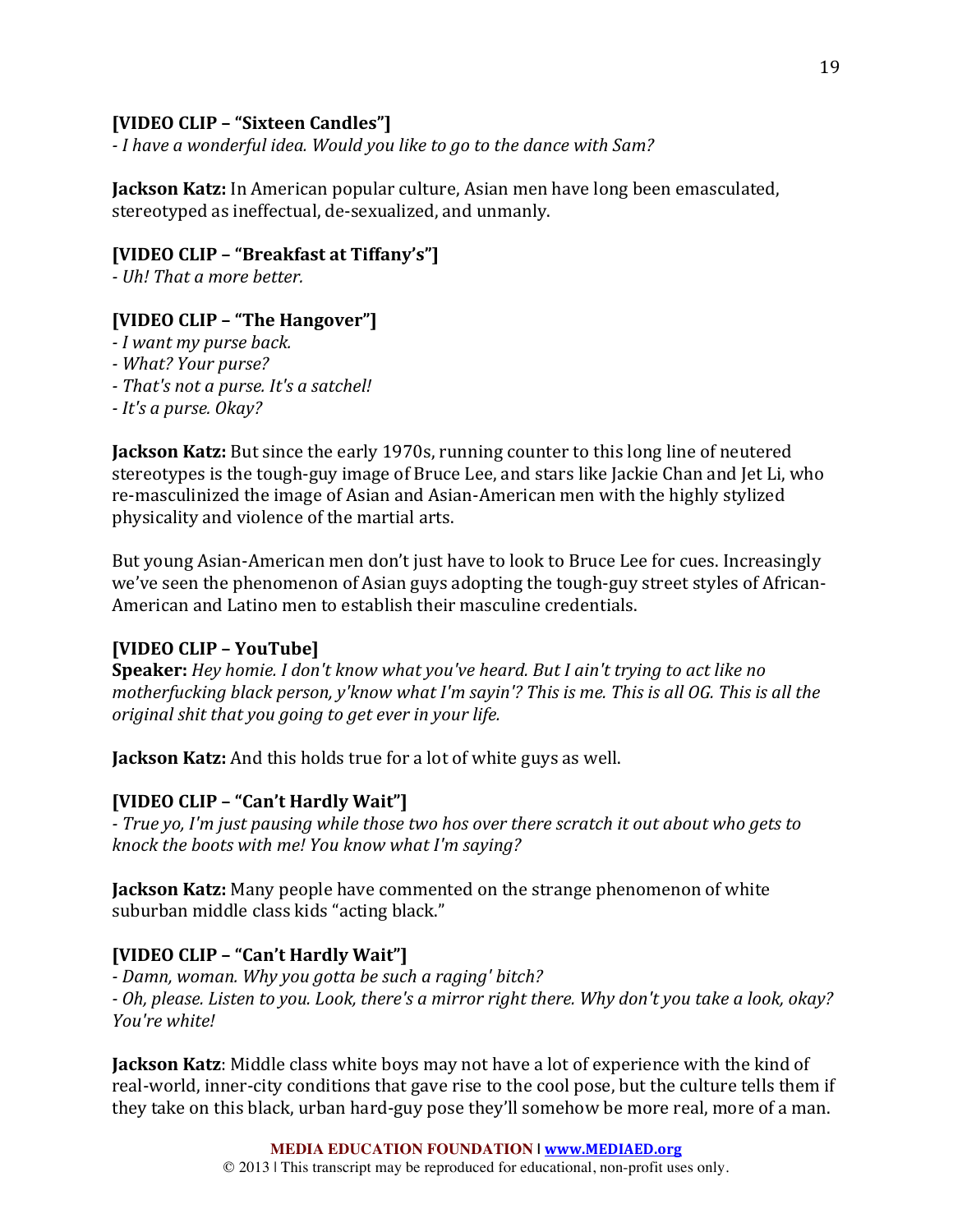**[VIDEO CLIP – "Sixteen Candles"]**
*- I have a wonderful idea. Would you like to go to the dance with Sam?*

**Jackson Katz:** In American popular culture, Asian men have long been emasculated, stereotyped as ineffectual, de-sexualized, and unmanly.

**[VIDEO CLIP – "Breakfast at Tiffany's"]**
*- Uh! That a more better.*

**[VIDEO CLIP – "The Hangover"]**
*- I want my purse back.*
*- What? Your purse?*
*- That's not a purse. It's a satchel!*
*- It's a purse. Okay?*

**Jackson Katz:** But since the early 1970s, running counter to this long line of neutered stereotypes is the tough-guy image of Bruce Lee, and stars like Jackie Chan and Jet Li, who re-masculinized the image of Asian and Asian-American men with the highly stylized physicality and violence of the martial arts.

But young Asian-American men don't just have to look to Bruce Lee for cues. Increasingly we've seen the phenomenon of Asian guys adopting the tough-guy street styles of African-American and Latino men to establish their masculine credentials.

**[VIDEO CLIP – YouTube]**
**Speaker:** *Hey homie. I don't know what you've heard. But I ain't trying to act like no motherfucking black person, y'know what I'm sayin'? This is me. This is all OG. This is all the original shit that you going to get ever in your life.*

**Jackson Katz:** And this holds true for a lot of white guys as well.

**[VIDEO CLIP – "Can't Hardly Wait"]**
*- True yo, I'm just pausing while those two hos over there scratch it out about who gets to knock the boots with me! You know what I'm saying?*

**Jackson Katz:** Many people have commented on the strange phenomenon of white suburban middle class kids "acting black."

**[VIDEO CLIP – "Can't Hardly Wait"]**
*- Damn, woman. Why you gotta be such a raging' bitch?*
*- Oh, please. Listen to you. Look, there's a mirror right there. Why don't you take a look, okay? You're white!*

**Jackson Katz**: Middle class white boys may not have a lot of experience with the kind of real-world, inner-city conditions that gave rise to the cool pose, but the culture tells them if they take on this black, urban hard-guy pose they'll somehow be more real, more of a man.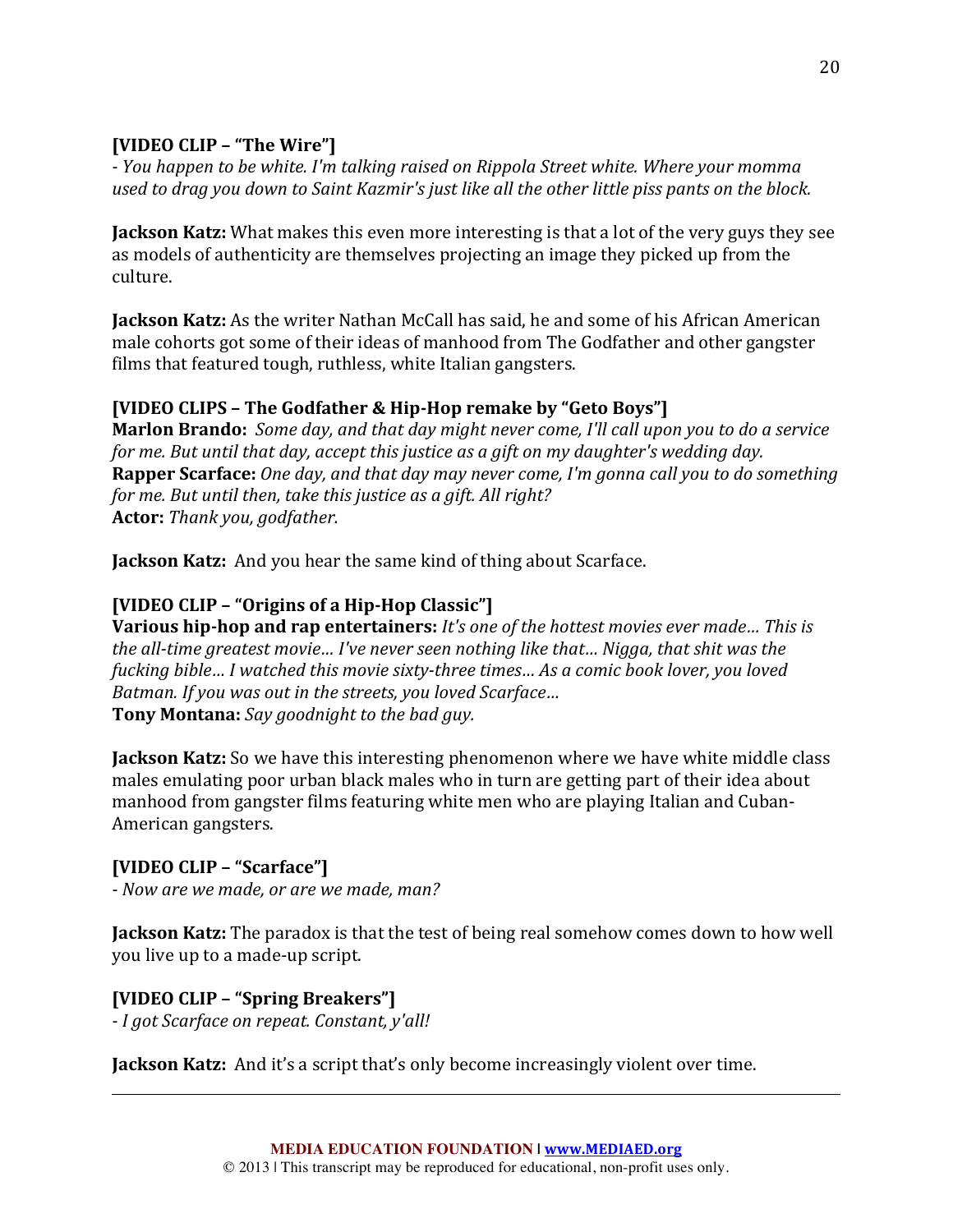**[VIDEO CLIP – "The Wire"]**
*- You happen to be white. I'm talking raised on Rippola Street white. Where your momma used to drag you down to Saint Kazmir's just like all the other little piss pants on the block.*

**Jackson Katz:** What makes this even more interesting is that a lot of the very guys they see as models of authenticity are themselves projecting an image they picked up from the culture.

**Jackson Katz:** As the writer Nathan McCall has said, he and some of his African American male cohorts got some of their ideas of manhood from The Godfather and other gangster films that featured tough, ruthless, white Italian gangsters.

**[VIDEO CLIPS – The Godfather & Hip-Hop remake by "Geto Boys"]**
**Marlon Brando:** *Some day, and that day might never come, I'll call upon you to do a service for me. But until that day, accept this justice as a gift on my daughter's wedding day.*
**Rapper Scarface:** *One day, and that day may never come, I'm gonna call you to do something for me. But until then, take this justice as a gift. All right?*
**Actor:** *Thank you, godfather.*

**Jackson Katz:** And you hear the same kind of thing about Scarface.

**[VIDEO CLIP – "Origins of a Hip-Hop Classic"]**
**Various hip-hop and rap entertainers:** *It's one of the hottest movies ever made… This is the all-time greatest movie… I've never seen nothing like that… Nigga, that shit was the fucking bible… I watched this movie sixty-three times… As a comic book lover, you loved Batman. If you was out in the streets, you loved Scarface…*
**Tony Montana:** *Say goodnight to the bad guy.*

**Jackson Katz:** So we have this interesting phenomenon where we have white middle class males emulating poor urban black males who in turn are getting part of their idea about manhood from gangster films featuring white men who are playing Italian and Cuban-American gangsters.

**[VIDEO CLIP – "Scarface"]**
*- Now are we made, or are we made, man?*

**Jackson Katz:** The paradox is that the test of being real somehow comes down to how well you live up to a made-up script.

**[VIDEO CLIP – "Spring Breakers"]**
*- I got Scarface on repeat. Constant, y'all!*

**Jackson Katz:** And it's a script that's only become increasingly violent over time.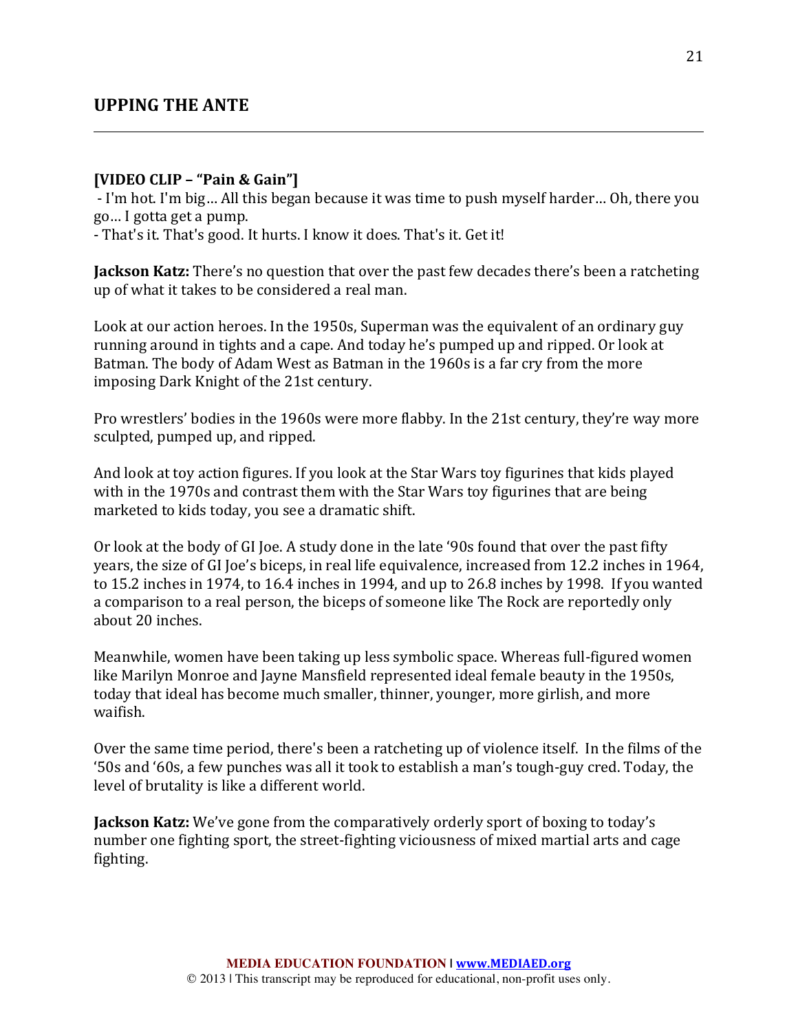## UPPING THE ANTE

**[VIDEO CLIP – "Pain & Gain"]**

- I'm hot. I'm big… All this began because it was time to push myself harder… Oh, there you go… I gotta get a pump.
- That's it. That's good. It hurts. I know it does. That's it. Get it!

**Jackson Katz:** There's no question that over the past few decades there's been a ratcheting up of what it takes to be considered a real man.

Look at our action heroes. In the 1950s, Superman was the equivalent of an ordinary guy running around in tights and a cape. And today he's pumped up and ripped. Or look at Batman. The body of Adam West as Batman in the 1960s is a far cry from the more imposing Dark Knight of the 21st century.

Pro wrestlers' bodies in the 1960s were more flabby. In the 21st century, they're way more sculpted, pumped up, and ripped.

And look at toy action figures. If you look at the Star Wars toy figurines that kids played with in the 1970s and contrast them with the Star Wars toy figurines that are being marketed to kids today, you see a dramatic shift.

Or look at the body of GI Joe. A study done in the late '90s found that over the past fifty years, the size of GI Joe's biceps, in real life equivalence, increased from 12.2 inches in 1964, to 15.2 inches in 1974, to 16.4 inches in 1994, and up to 26.8 inches by 1998. If you wanted a comparison to a real person, the biceps of someone like The Rock are reportedly only about 20 inches.

Meanwhile, women have been taking up less symbolic space. Whereas full-figured women like Marilyn Monroe and Jayne Mansfield represented ideal female beauty in the 1950s, today that ideal has become much smaller, thinner, younger, more girlish, and more waifish.

Over the same time period, there's been a ratcheting up of violence itself. In the films of the '50s and '60s, a few punches was all it took to establish a man's tough-guy cred. Today, the level of brutality is like a different world.

**Jackson Katz:** We've gone from the comparatively orderly sport of boxing to today's number one fighting sport, the street-fighting viciousness of mixed martial arts and cage fighting.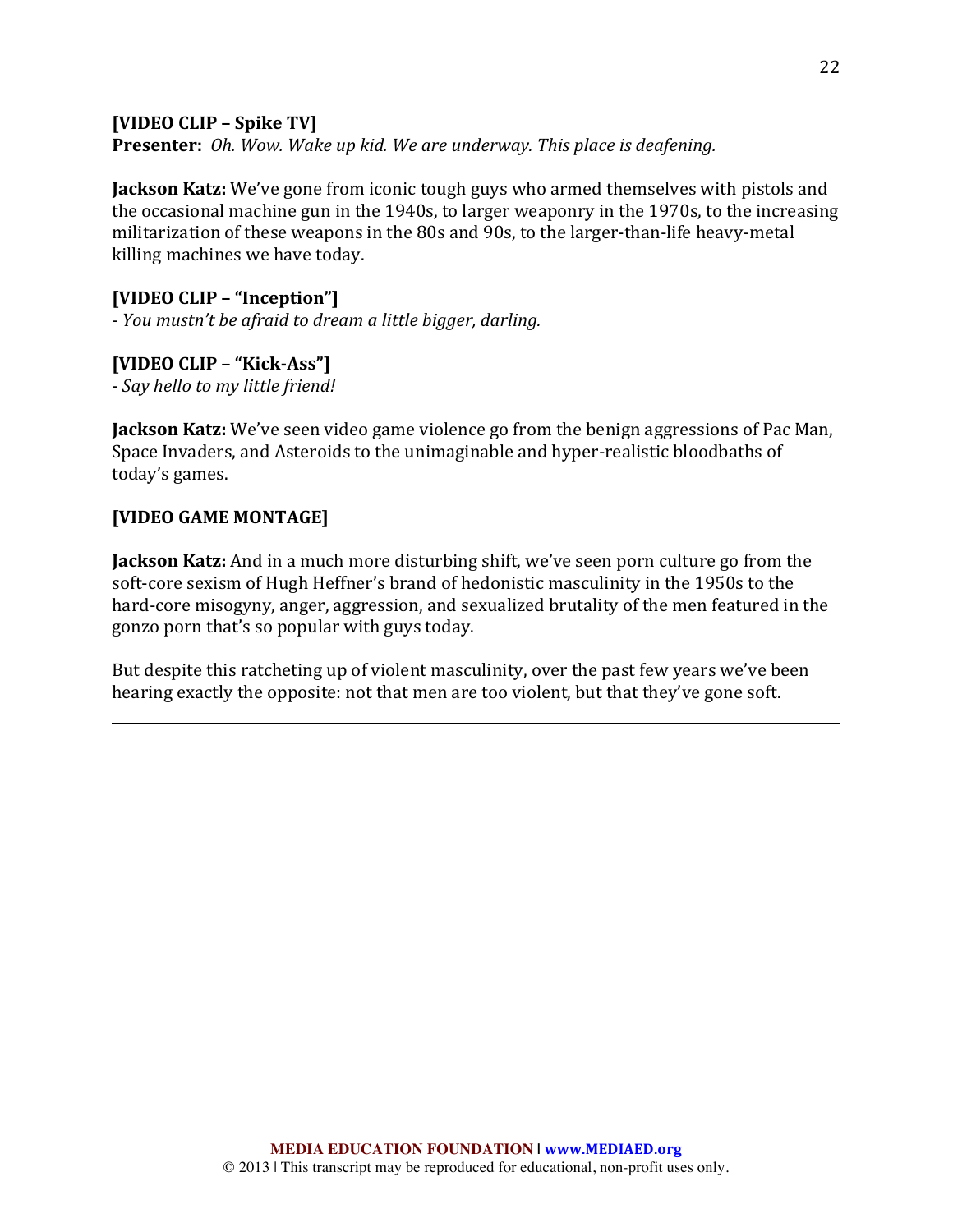**[VIDEO CLIP – Spike TV]**
**Presenter:** *Oh. Wow. Wake up kid. We are underway. This place is deafening.*

**Jackson Katz:** We've gone from iconic tough guys who armed themselves with pistols and the occasional machine gun in the 1940s, to larger weaponry in the 1970s, to the increasing militarization of these weapons in the 80s and 90s, to the larger-than-life heavy-metal killing machines we have today.

**[VIDEO CLIP – "Inception"]**
*- You mustn't be afraid to dream a little bigger, darling.*

**[VIDEO CLIP – "Kick-Ass"]**
*- Say hello to my little friend!*

**Jackson Katz:** We've seen video game violence go from the benign aggressions of Pac Man, Space Invaders, and Asteroids to the unimaginable and hyper-realistic bloodbaths of today's games.

**[VIDEO GAME MONTAGE]**

**Jackson Katz:** And in a much more disturbing shift, we've seen porn culture go from the soft-core sexism of Hugh Heffner's brand of hedonistic masculinity in the 1950s to the hard-core misogyny, anger, aggression, and sexualized brutality of the men featured in the gonzo porn that's so popular with guys today.

But despite this ratcheting up of violent masculinity, over the past few years we've been hearing exactly the opposite: not that men are too violent, but that they've gone soft.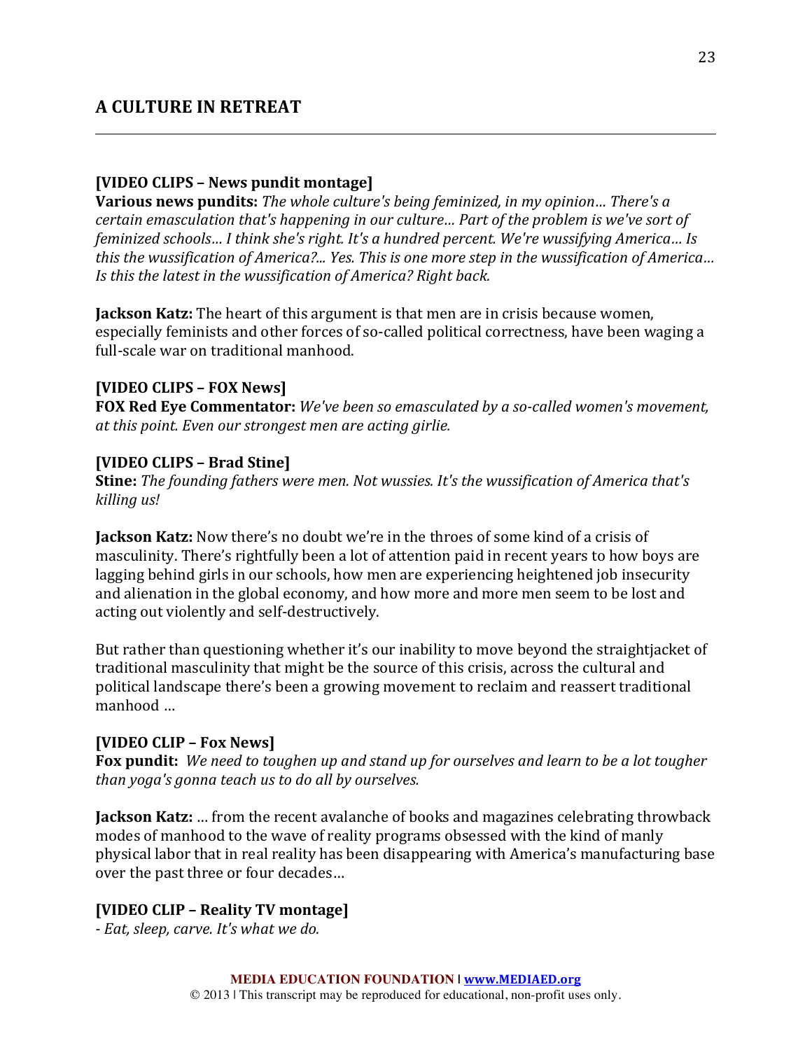## A CULTURE IN RETREAT

---

**[VIDEO CLIPS – News pundit montage]**
**Various news pundits:** *The whole culture's being feminized, in my opinion… There's a certain emasculation that's happening in our culture… Part of the problem is we've sort of feminized schools… I think she's right. It's a hundred percent. We're wussifying America… Is this the wussification of America?... Yes. This is one more step in the wussification of America… Is this the latest in the wussification of America? Right back.*

**Jackson Katz:** The heart of this argument is that men are in crisis because women, especially feminists and other forces of so-called political correctness, have been waging a full-scale war on traditional manhood.

**[VIDEO CLIPS – FOX News]**
**FOX Red Eye Commentator:** *We've been so emasculated by a so-called women's movement, at this point. Even our strongest men are acting girlie.*

**[VIDEO CLIPS – Brad Stine]**
**Stine:** *The founding fathers were men. Not wussies. It's the wussification of America that's killing us!*

**Jackson Katz:** Now there's no doubt we're in the throes of some kind of a crisis of masculinity. There's rightfully been a lot of attention paid in recent years to how boys are lagging behind girls in our schools, how men are experiencing heightened job insecurity and alienation in the global economy, and how more and more men seem to be lost and acting out violently and self-destructively.

But rather than questioning whether it's our inability to move beyond the straightjacket of traditional masculinity that might be the source of this crisis, across the cultural and political landscape there's been a growing movement to reclaim and reassert traditional manhood …

**[VIDEO CLIP – Fox News]**
**Fox pundit:** *We need to toughen up and stand up for ourselves and learn to be a lot tougher than yoga's gonna teach us to do all by ourselves.*

**Jackson Katz:** … from the recent avalanche of books and magazines celebrating throwback modes of manhood to the wave of reality programs obsessed with the kind of manly physical labor that in real reality has been disappearing with America's manufacturing base over the past three or four decades…

**[VIDEO CLIP – Reality TV montage]**
*- Eat, sleep, carve. It's what we do.*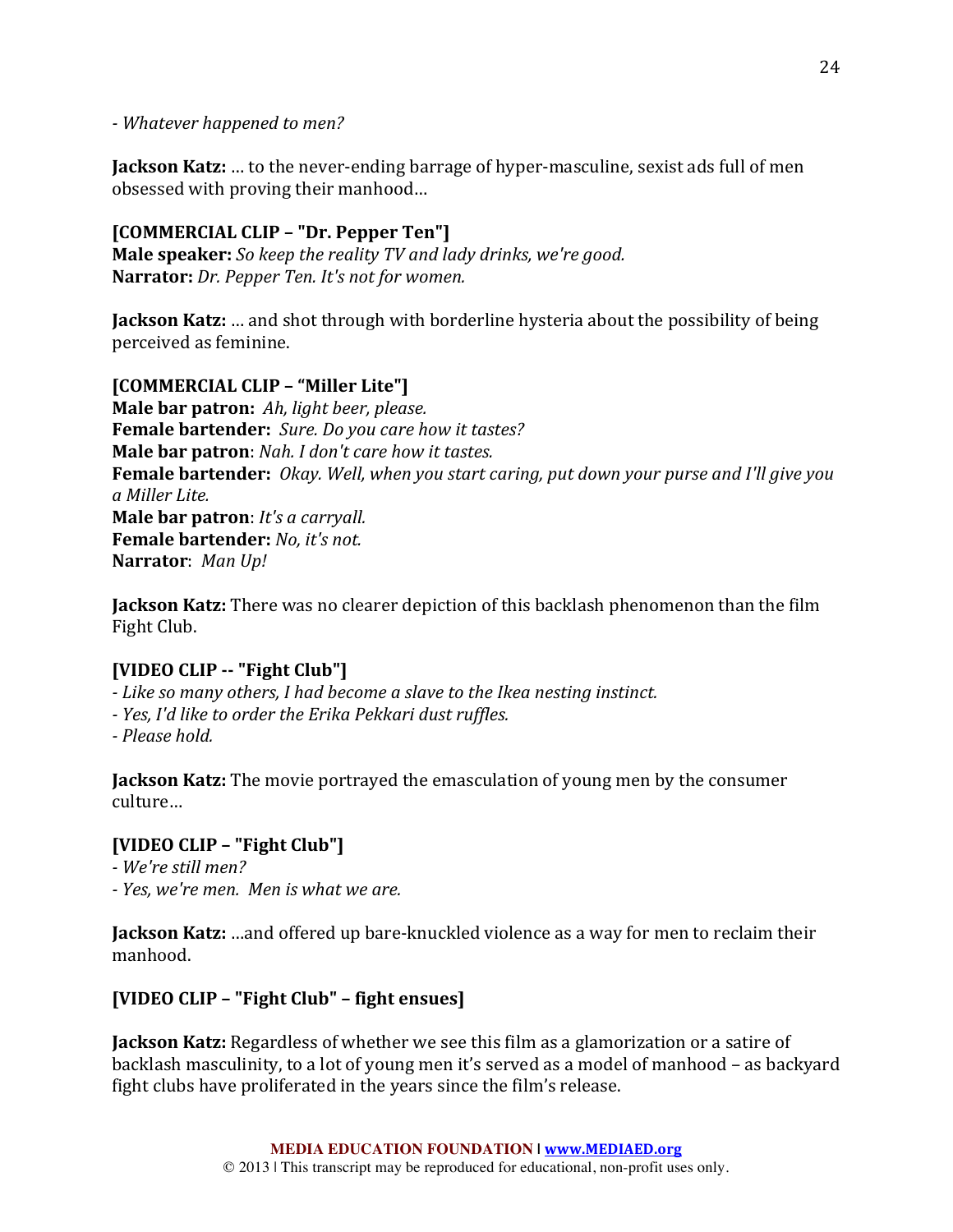- *Whatever happened to men?*

**Jackson Katz:** … to the never-ending barrage of hyper-masculine, sexist ads full of men obsessed with proving their manhood…

**[COMMERCIAL CLIP – "Dr. Pepper Ten"]**
**Male speaker:** *So keep the reality TV and lady drinks, we're good.*
**Narrator:** *Dr. Pepper Ten. It's not for women.*

**Jackson Katz:** … and shot through with borderline hysteria about the possibility of being perceived as feminine.

**[COMMERCIAL CLIP – "Miller Lite"]**
**Male bar patron:** *Ah, light beer, please.*
**Female bartender:** *Sure. Do you care how it tastes?*
**Male bar patron**: *Nah. I don't care how it tastes.*
**Female bartender:** *Okay. Well, when you start caring, put down your purse and I'll give you a Miller Lite.*
**Male bar patron**: *It's a carryall.*
**Female bartender:** *No, it's not.*
**Narrator**: *Man Up!*

**Jackson Katz:** There was no clearer depiction of this backlash phenomenon than the film Fight Club.

**[VIDEO CLIP -- "Fight Club"]**
- *Like so many others, I had become a slave to the Ikea nesting instinct.*
- *Yes, I'd like to order the Erika Pekkari dust ruffles.*
- *Please hold.*

**Jackson Katz:** The movie portrayed the emasculation of young men by the consumer culture…

**[VIDEO CLIP – "Fight Club"]**
- *We're still men?*
- *Yes, we're men. Men is what we are.*

**Jackson Katz:** …and offered up bare-knuckled violence as a way for men to reclaim their manhood.

**[VIDEO CLIP – "Fight Club" – fight ensues]**

**Jackson Katz:** Regardless of whether we see this film as a glamorization or a satire of backlash masculinity, to a lot of young men it's served as a model of manhood – as backyard fight clubs have proliferated in the years since the film's release.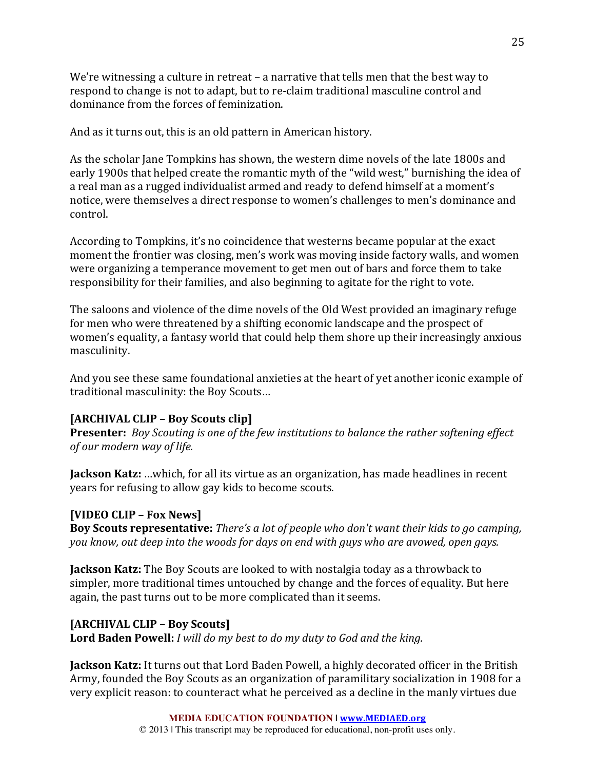We're witnessing a culture in retreat – a narrative that tells men that the best way to respond to change is not to adapt, but to re-claim traditional masculine control and dominance from the forces of feminization.

And as it turns out, this is an old pattern in American history.

As the scholar Jane Tompkins has shown, the western dime novels of the late 1800s and early 1900s that helped create the romantic myth of the "wild west," burnishing the idea of a real man as a rugged individualist armed and ready to defend himself at a moment's notice, were themselves a direct response to women's challenges to men's dominance and control.

According to Tompkins, it's no coincidence that westerns became popular at the exact moment the frontier was closing, men's work was moving inside factory walls, and women were organizing a temperance movement to get men out of bars and force them to take responsibility for their families, and also beginning to agitate for the right to vote.

The saloons and violence of the dime novels of the Old West provided an imaginary refuge for men who were threatened by a shifting economic landscape and the prospect of women's equality, a fantasy world that could help them shore up their increasingly anxious masculinity.

And you see these same foundational anxieties at the heart of yet another iconic example of traditional masculinity: the Boy Scouts…

**[ARCHIVAL CLIP – Boy Scouts clip]**
**Presenter:** *Boy Scouting is one of the few institutions to balance the rather softening effect of our modern way of life.*

**Jackson Katz:** …which, for all its virtue as an organization, has made headlines in recent years for refusing to allow gay kids to become scouts.

**[VIDEO CLIP – Fox News]**
**Boy Scouts representative:** *There's a lot of people who don't want their kids to go camping, you know, out deep into the woods for days on end with guys who are avowed, open gays.*

**Jackson Katz:** The Boy Scouts are looked to with nostalgia today as a throwback to simpler, more traditional times untouched by change and the forces of equality. But here again, the past turns out to be more complicated than it seems.

**[ARCHIVAL CLIP – Boy Scouts]**
**Lord Baden Powell:** *I will do my best to do my duty to God and the king.*

**Jackson Katz:** It turns out that Lord Baden Powell, a highly decorated officer in the British Army, founded the Boy Scouts as an organization of paramilitary socialization in 1908 for a very explicit reason: to counteract what he perceived as a decline in the manly virtues due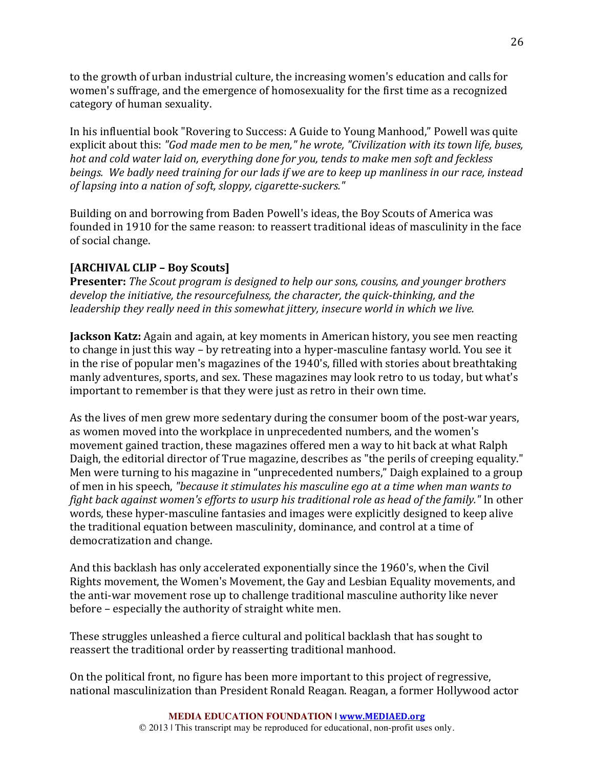to the growth of urban industrial culture, the increasing women's education and calls for women's suffrage, and the emergence of homosexuality for the first time as a recognized category of human sexuality.

In his influential book "Rovering to Success: A Guide to Young Manhood," Powell was quite explicit about this: *"God made men to be men," he wrote, "Civilization with its town life, buses, hot and cold water laid on, everything done for you, tends to make men soft and feckless beings. We badly need training for our lads if we are to keep up manliness in our race, instead of lapsing into a nation of soft, sloppy, cigarette-suckers."*

Building on and borrowing from Baden Powell's ideas, the Boy Scouts of America was founded in 1910 for the same reason: to reassert traditional ideas of masculinity in the face of social change.

**[ARCHIVAL CLIP – Boy Scouts]**
**Presenter:** *The Scout program is designed to help our sons, cousins, and younger brothers develop the initiative, the resourcefulness, the character, the quick-thinking, and the leadership they really need in this somewhat jittery, insecure world in which we live.*

**Jackson Katz:** Again and again, at key moments in American history, you see men reacting to change in just this way – by retreating into a hyper-masculine fantasy world. You see it in the rise of popular men's magazines of the 1940's, filled with stories about breathtaking manly adventures, sports, and sex. These magazines may look retro to us today, but what's important to remember is that they were just as retro in their own time.

As the lives of men grew more sedentary during the consumer boom of the post-war years, as women moved into the workplace in unprecedented numbers, and the women's movement gained traction, these magazines offered men a way to hit back at what Ralph Daigh, the editorial director of True magazine, describes as "the perils of creeping equality." Men were turning to his magazine in "unprecedented numbers," Daigh explained to a group of men in his speech, *"because it stimulates his masculine ego at a time when man wants to fight back against women's efforts to usurp his traditional role as head of the family."* In other words, these hyper-masculine fantasies and images were explicitly designed to keep alive the traditional equation between masculinity, dominance, and control at a time of democratization and change.

And this backlash has only accelerated exponentially since the 1960's, when the Civil Rights movement, the Women's Movement, the Gay and Lesbian Equality movements, and the anti-war movement rose up to challenge traditional masculine authority like never before – especially the authority of straight white men.

These struggles unleashed a fierce cultural and political backlash that has sought to reassert the traditional order by reasserting traditional manhood.

On the political front, no figure has been more important to this project of regressive, national masculinization than President Ronald Reagan. Reagan, a former Hollywood actor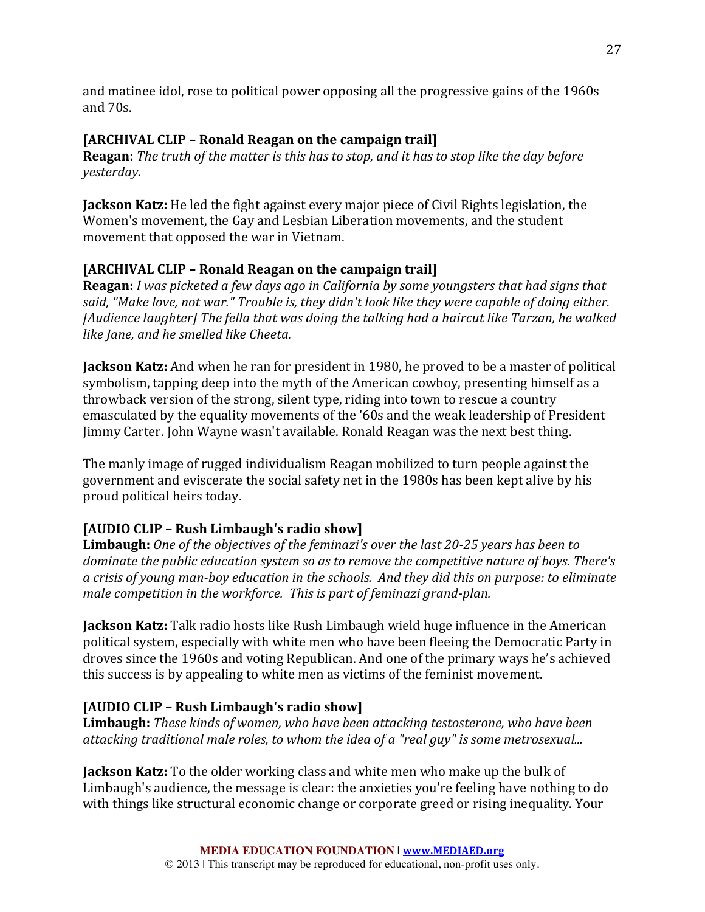and matinee idol, rose to political power opposing all the progressive gains of the 1960s and 70s.

**[ARCHIVAL CLIP – Ronald Reagan on the campaign trail]**
**Reagan:** *The truth of the matter is this has to stop, and it has to stop like the day before yesterday.*

**Jackson Katz:** He led the fight against every major piece of Civil Rights legislation, the Women's movement, the Gay and Lesbian Liberation movements, and the student movement that opposed the war in Vietnam.

**[ARCHIVAL CLIP – Ronald Reagan on the campaign trail]**
**Reagan:** *I was picketed a few days ago in California by some youngsters that had signs that said, "Make love, not war." Trouble is, they didn't look like they were capable of doing either. [Audience laughter] The fella that was doing the talking had a haircut like Tarzan, he walked like Jane, and he smelled like Cheeta.*

**Jackson Katz:** And when he ran for president in 1980, he proved to be a master of political symbolism, tapping deep into the myth of the American cowboy, presenting himself as a throwback version of the strong, silent type, riding into town to rescue a country emasculated by the equality movements of the '60s and the weak leadership of President Jimmy Carter. John Wayne wasn't available. Ronald Reagan was the next best thing.

The manly image of rugged individualism Reagan mobilized to turn people against the government and eviscerate the social safety net in the 1980s has been kept alive by his proud political heirs today.

**[AUDIO CLIP – Rush Limbaugh's radio show]**
**Limbaugh:** *One of the objectives of the feminazi's over the last 20-25 years has been to dominate the public education system so as to remove the competitive nature of boys. There's a crisis of young man-boy education in the schools. And they did this on purpose: to eliminate male competition in the workforce. This is part of feminazi grand-plan.*

**Jackson Katz:** Talk radio hosts like Rush Limbaugh wield huge influence in the American political system, especially with white men who have been fleeing the Democratic Party in droves since the 1960s and voting Republican. And one of the primary ways he's achieved this success is by appealing to white men as victims of the feminist movement.

**[AUDIO CLIP – Rush Limbaugh's radio show]**
**Limbaugh:** *These kinds of women, who have been attacking testosterone, who have been attacking traditional male roles, to whom the idea of a "real guy" is some metrosexual...*

**Jackson Katz:** To the older working class and white men who make up the bulk of Limbaugh's audience, the message is clear: the anxieties you're feeling have nothing to do with things like structural economic change or corporate greed or rising inequality. Your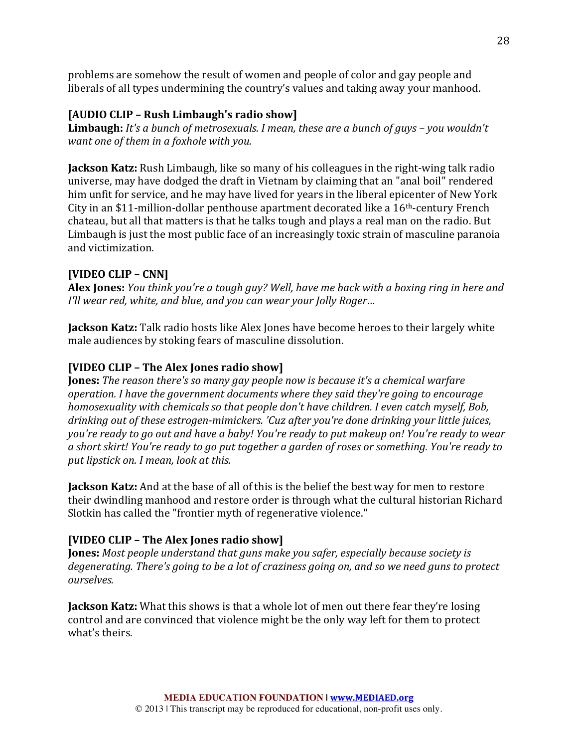problems are somehow the result of women and people of color and gay people and liberals of all types undermining the country's values and taking away your manhood.

**[AUDIO CLIP – Rush Limbaugh's radio show]**
**Limbaugh:** *It's a bunch of metrosexuals. I mean, these are a bunch of guys – you wouldn't want one of them in a foxhole with you.*

**Jackson Katz:** Rush Limbaugh, like so many of his colleagues in the right-wing talk radio universe, may have dodged the draft in Vietnam by claiming that an "anal boil" rendered him unfit for service, and he may have lived for years in the liberal epicenter of New York City in an $11-million-dollar penthouse apartment decorated like a 16th-century French chateau, but all that matters is that he talks tough and plays a real man on the radio. But Limbaugh is just the most public face of an increasingly toxic strain of masculine paranoia and victimization.

**[VIDEO CLIP – CNN]**
**Alex Jones:** *You think you're a tough guy? Well, have me back with a boxing ring in here and I'll wear red, white, and blue, and you can wear your Jolly Roger…*

**Jackson Katz:** Talk radio hosts like Alex Jones have become heroes to their largely white male audiences by stoking fears of masculine dissolution.

**[VIDEO CLIP – The Alex Jones radio show]**
**Jones:** *The reason there's so many gay people now is because it's a chemical warfare operation. I have the government documents where they said they're going to encourage homosexuality with chemicals so that people don't have children. I even catch myself, Bob, drinking out of these estrogen-mimickers. 'Cuz after you're done drinking your little juices, you're ready to go out and have a baby! You're ready to put makeup on! You're ready to wear a short skirt! You're ready to go put together a garden of roses or something. You're ready to put lipstick on. I mean, look at this.*

**Jackson Katz:** And at the base of all of this is the belief the best way for men to restore their dwindling manhood and restore order is through what the cultural historian Richard Slotkin has called the "frontier myth of regenerative violence."

**[VIDEO CLIP – The Alex Jones radio show]**
**Jones:** *Most people understand that guns make you safer, especially because society is degenerating. There's going to be a lot of craziness going on, and so we need guns to protect ourselves.*

**Jackson Katz:** What this shows is that a whole lot of men out there fear they're losing control and are convinced that violence might be the only way left for them to protect what's theirs.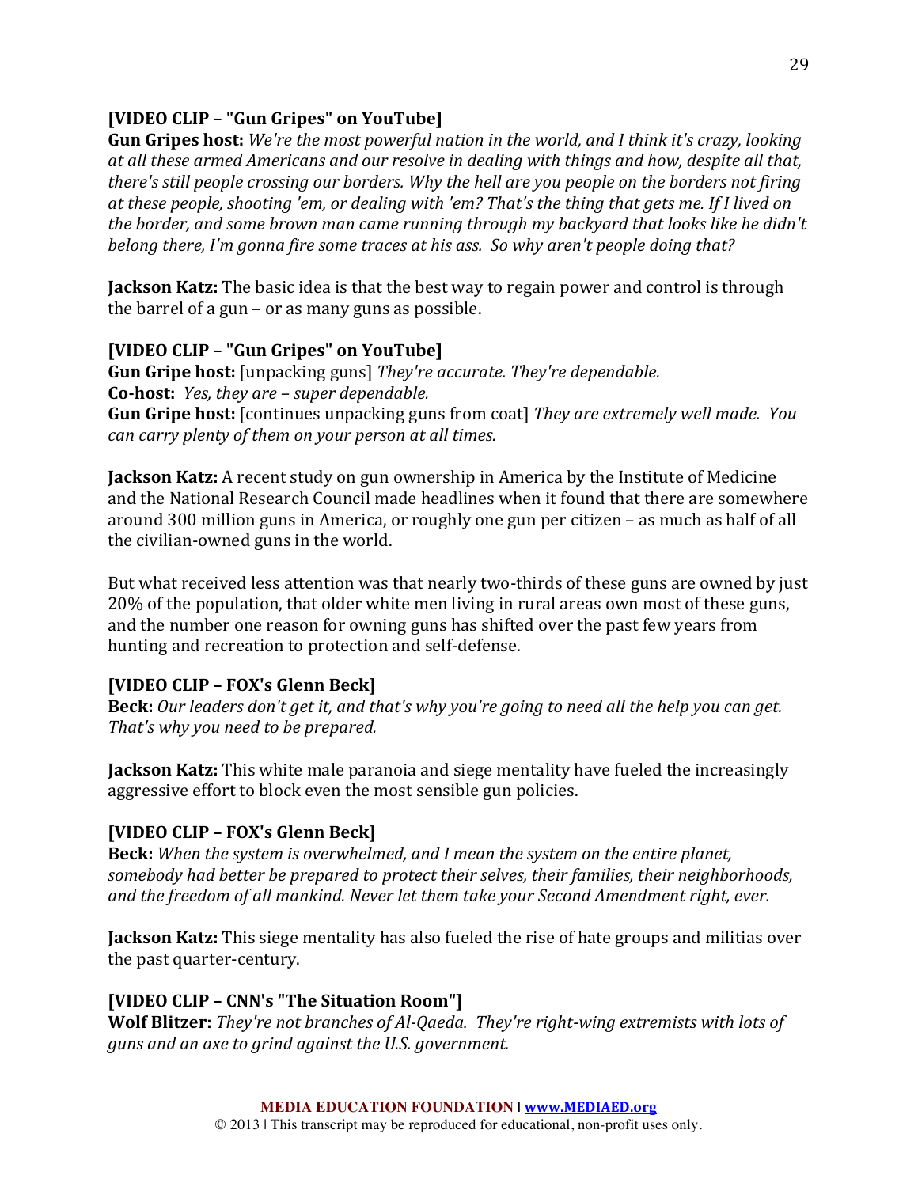**[VIDEO CLIP – "Gun Gripes" on YouTube]**
**Gun Gripes host:** *We're the most powerful nation in the world, and I think it's crazy, looking at all these armed Americans and our resolve in dealing with things and how, despite all that, there's still people crossing our borders. Why the hell are you people on the borders not firing at these people, shooting 'em, or dealing with 'em? That's the thing that gets me. If I lived on the border, and some brown man came running through my backyard that looks like he didn't belong there, I'm gonna fire some traces at his ass. So why aren't people doing that?*

**Jackson Katz:** The basic idea is that the best way to regain power and control is through the barrel of a gun – or as many guns as possible.

**[VIDEO CLIP – "Gun Gripes" on YouTube]**
**Gun Gripe host:** [unpacking guns] *They're accurate. They're dependable.*
**Co-host:** *Yes, they are – super dependable.*
**Gun Gripe host:** [continues unpacking guns from coat] *They are extremely well made. You can carry plenty of them on your person at all times.*

**Jackson Katz:** A recent study on gun ownership in America by the Institute of Medicine and the National Research Council made headlines when it found that there are somewhere around 300 million guns in America, or roughly one gun per citizen – as much as half of all the civilian-owned guns in the world.

But what received less attention was that nearly two-thirds of these guns are owned by just 20% of the population, that older white men living in rural areas own most of these guns, and the number one reason for owning guns has shifted over the past few years from hunting and recreation to protection and self-defense.

**[VIDEO CLIP – FOX's Glenn Beck]**
**Beck:** *Our leaders don't get it, and that's why you're going to need all the help you can get. That's why you need to be prepared.*

**Jackson Katz:** This white male paranoia and siege mentality have fueled the increasingly aggressive effort to block even the most sensible gun policies.

**[VIDEO CLIP – FOX's Glenn Beck]**
**Beck:** *When the system is overwhelmed, and I mean the system on the entire planet, somebody had better be prepared to protect their selves, their families, their neighborhoods, and the freedom of all mankind. Never let them take your Second Amendment right, ever.*

**Jackson Katz:** This siege mentality has also fueled the rise of hate groups and militias over the past quarter-century.

**[VIDEO CLIP – CNN's "The Situation Room"]**
**Wolf Blitzer:** *They're not branches of Al-Qaeda. They're right-wing extremists with lots of guns and an axe to grind against the U.S. government.*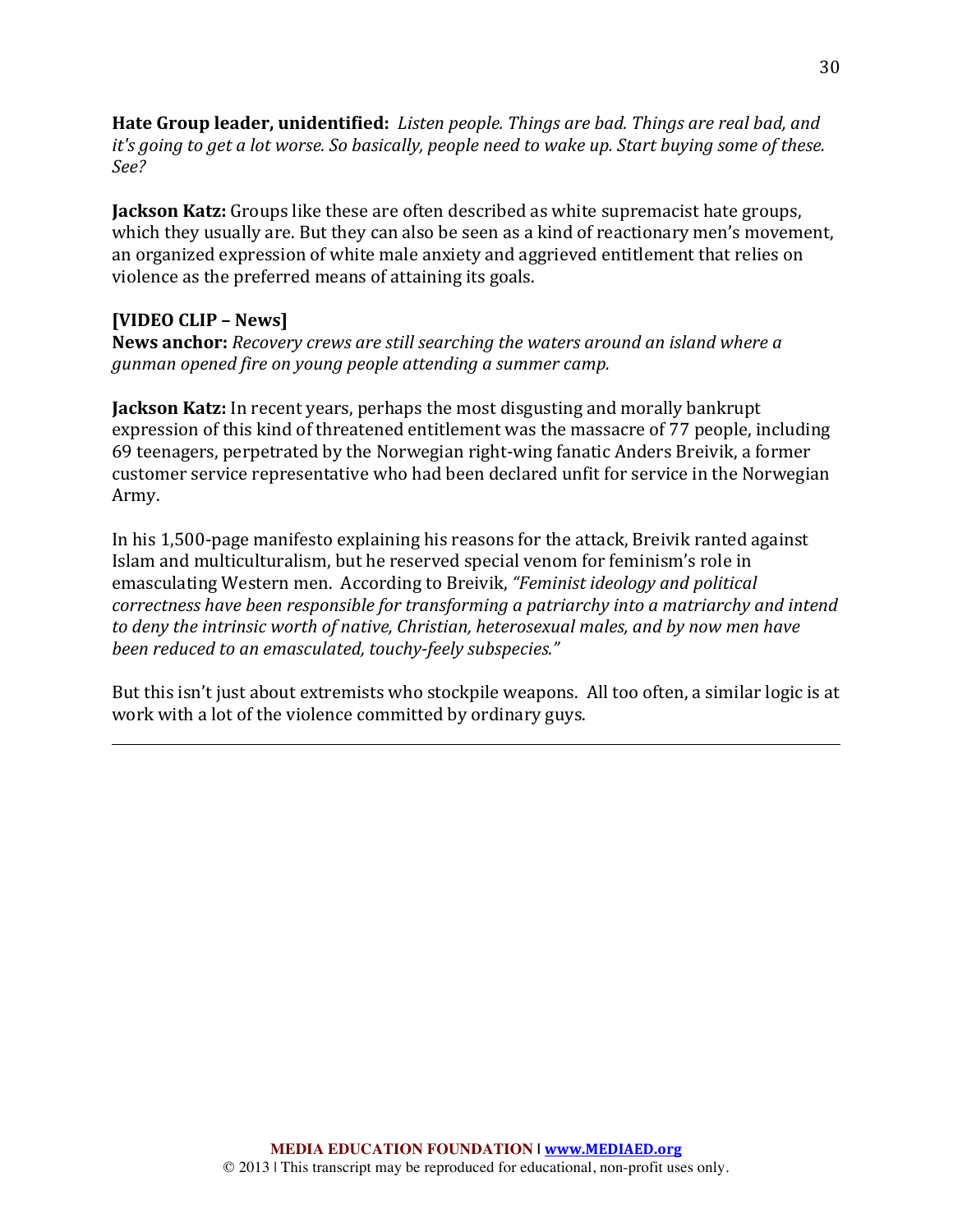**Hate Group leader, unidentified:** *Listen people. Things are bad. Things are real bad, and it's going to get a lot worse. So basically, people need to wake up. Start buying some of these. See?*

**Jackson Katz:** Groups like these are often described as white supremacist hate groups, which they usually are. But they can also be seen as a kind of reactionary men's movement, an organized expression of white male anxiety and aggrieved entitlement that relies on violence as the preferred means of attaining its goals.

**[VIDEO CLIP – News]**
**News anchor:** *Recovery crews are still searching the waters around an island where a gunman opened fire on young people attending a summer camp.*

**Jackson Katz:** In recent years, perhaps the most disgusting and morally bankrupt expression of this kind of threatened entitlement was the massacre of 77 people, including 69 teenagers, perpetrated by the Norwegian right-wing fanatic Anders Breivik, a former customer service representative who had been declared unfit for service in the Norwegian Army.

In his 1,500-page manifesto explaining his reasons for the attack, Breivik ranted against Islam and multiculturalism, but he reserved special venom for feminism's role in emasculating Western men. According to Breivik, *"Feminist ideology and political correctness have been responsible for transforming a patriarchy into a matriarchy and intend to deny the intrinsic worth of native, Christian, heterosexual males, and by now men have been reduced to an emasculated, touchy-feely subspecies."*

But this isn't just about extremists who stockpile weapons. All too often, a similar logic is at work with a lot of the violence committed by ordinary guys.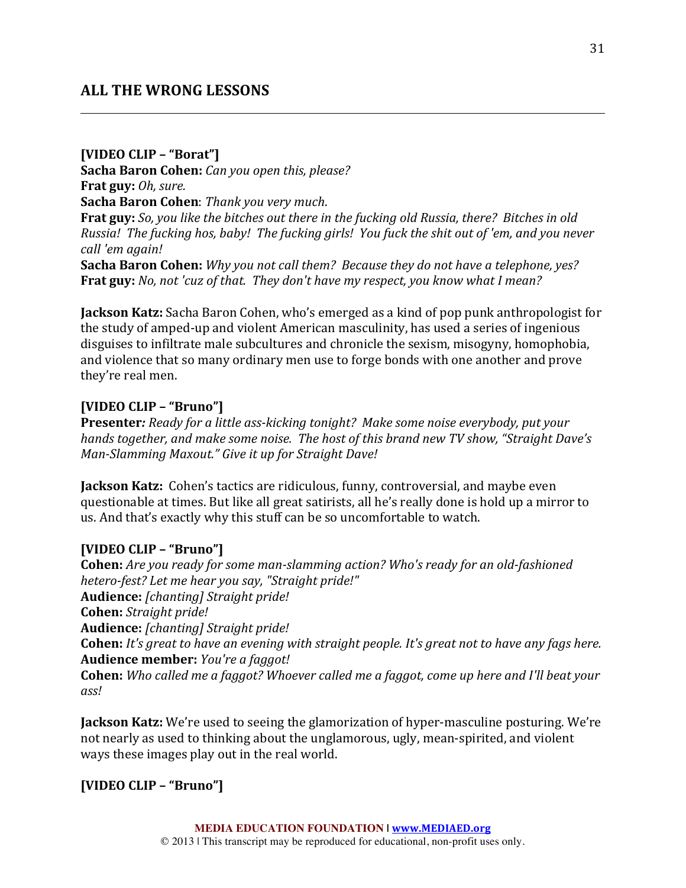**[VIDEO CLIP – "Borat"]**
**Sacha Baron Cohen:** *Can you open this, please?*
**Frat guy:** *Oh, sure.*
**Sacha Baron Cohen**: *Thank you very much*.
**Frat guy:** *So, you like the bitches out there in the fucking old Russia, there? Bitches in old Russia! The fucking hos, baby! The fucking girls! You fuck the shit out of 'em, and you never call 'em again!*
**Sacha Baron Cohen:** *Why you not call them? Because they do not have a telephone, yes?*
**Frat guy:** *No, not 'cuz of that. They don't have my respect, you know what I mean?*

**Jackson Katz:** Sacha Baron Cohen, who's emerged as a kind of pop punk anthropologist for the study of amped-up and violent American masculinity, has used a series of ingenious disguises to infiltrate male subcultures and chronicle the sexism, misogyny, homophobia, and violence that so many ordinary men use to forge bonds with one another and prove they're real men.

**[VIDEO CLIP – "Bruno"]**
**Presenter***: Ready for a little ass-kicking tonight? Make some noise everybody, put your hands together, and make some noise. The host of this brand new TV show, "Straight Dave's Man-Slamming Maxout." Give it up for Straight Dave!*

**Jackson Katz:** Cohen's tactics are ridiculous, funny, controversial, and maybe even questionable at times. But like all great satirists, all he's really done is hold up a mirror to us. And that's exactly why this stuff can be so uncomfortable to watch.

**[VIDEO CLIP – "Bruno"]**
**Cohen:** *Are you ready for some man-slamming action? Who's ready for an old-fashioned hetero-fest? Let me hear you say, "Straight pride!"*
**Audience:** *[chanting] Straight pride!*
**Cohen:** *Straight pride!*
**Audience:** *[chanting] Straight pride!*
**Cohen:** *It's great to have an evening with straight people. It's great not to have any fags here.*
**Audience member:** *You're a faggot!*
**Cohen:** *Who called me a faggot? Whoever called me a faggot, come up here and I'll beat your ass!*

**Jackson Katz:** We're used to seeing the glamorization of hyper-masculine posturing. We're not nearly as used to thinking about the unglamorous, ugly, mean-spirited, and violent ways these images play out in the real world.

**[VIDEO CLIP – "Bruno"]**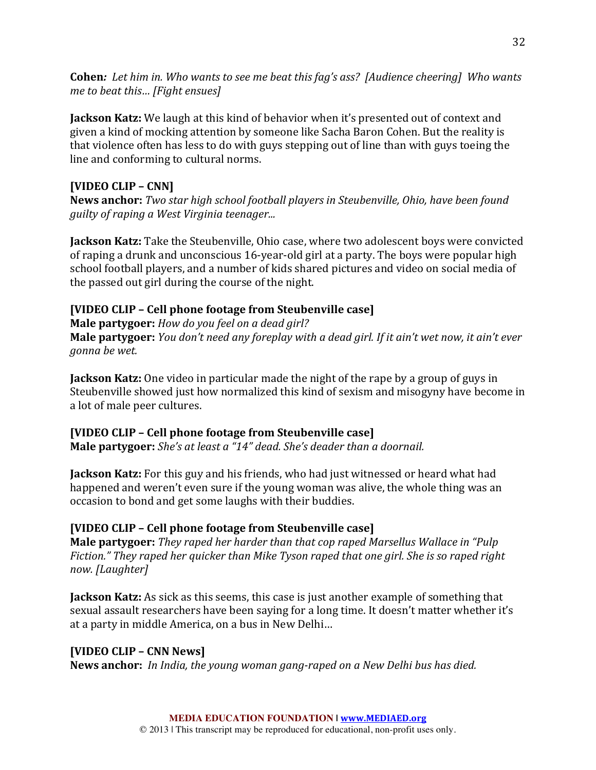**Cohen***: Let him in. Who wants to see me beat this fag's ass? [Audience cheering] Who wants me to beat this… [Fight ensues]*

**Jackson Katz:** We laugh at this kind of behavior when it's presented out of context and given a kind of mocking attention by someone like Sacha Baron Cohen. But the reality is that violence often has less to do with guys stepping out of line than with guys toeing the line and conforming to cultural norms.

**[VIDEO CLIP – CNN]**
**News anchor:** *Two star high school football players in Steubenville, Ohio, have been found guilty of raping a West Virginia teenager...*

**Jackson Katz:** Take the Steubenville, Ohio case, where two adolescent boys were convicted of raping a drunk and unconscious 16-year-old girl at a party. The boys were popular high school football players, and a number of kids shared pictures and video on social media of the passed out girl during the course of the night.

**[VIDEO CLIP – Cell phone footage from Steubenville case]**
**Male partygoer:** *How do you feel on a dead girl?*
**Male partygoer:** *You don't need any foreplay with a dead girl. If it ain't wet now, it ain't ever gonna be wet.*

**Jackson Katz:** One video in particular made the night of the rape by a group of guys in Steubenville showed just how normalized this kind of sexism and misogyny have become in a lot of male peer cultures.

**[VIDEO CLIP – Cell phone footage from Steubenville case]**
**Male partygoer:** *She's at least a "14" dead. She's deader than a doornail.*

**Jackson Katz:** For this guy and his friends, who had just witnessed or heard what had happened and weren't even sure if the young woman was alive, the whole thing was an occasion to bond and get some laughs with their buddies.

**[VIDEO CLIP – Cell phone footage from Steubenville case]**
**Male partygoer:** *They raped her harder than that cop raped Marsellus Wallace in "Pulp Fiction." They raped her quicker than Mike Tyson raped that one girl. She is so raped right now. [Laughter]*

**Jackson Katz:** As sick as this seems, this case is just another example of something that sexual assault researchers have been saying for a long time. It doesn't matter whether it's at a party in middle America, on a bus in New Delhi…

**[VIDEO CLIP – CNN News]**
**News anchor:** *In India, the young woman gang-raped on a New Delhi bus has died.*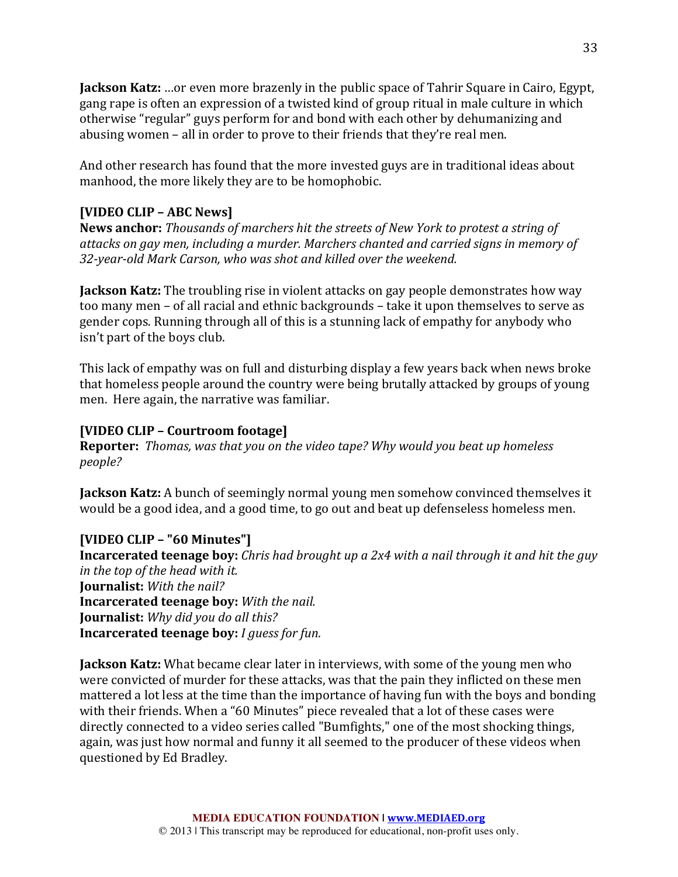**Jackson Katz:** …or even more brazenly in the public space of Tahrir Square in Cairo, Egypt, gang rape is often an expression of a twisted kind of group ritual in male culture in which otherwise "regular" guys perform for and bond with each other by dehumanizing and abusing women – all in order to prove to their friends that they're real men.

And other research has found that the more invested guys are in traditional ideas about manhood, the more likely they are to be homophobic.

**[VIDEO CLIP – ABC News]**
**News anchor:** *Thousands of marchers hit the streets of New York to protest a string of attacks on gay men, including a murder. Marchers chanted and carried signs in memory of 32-year-old Mark Carson, who was shot and killed over the weekend.*

**Jackson Katz:** The troubling rise in violent attacks on gay people demonstrates how way too many men – of all racial and ethnic backgrounds – take it upon themselves to serve as gender cops. Running through all of this is a stunning lack of empathy for anybody who isn't part of the boys club.

This lack of empathy was on full and disturbing display a few years back when news broke that homeless people around the country were being brutally attacked by groups of young men. Here again, the narrative was familiar.

**[VIDEO CLIP – Courtroom footage]**
**Reporter:** *Thomas, was that you on the video tape? Why would you beat up homeless people?*

**Jackson Katz:** A bunch of seemingly normal young men somehow convinced themselves it would be a good idea, and a good time, to go out and beat up defenseless homeless men.

**[VIDEO CLIP – "60 Minutes"]**
**Incarcerated teenage boy:** *Chris had brought up a 2x4 with a nail through it and hit the guy in the top of the head with it.*
**Journalist:** *With the nail?*
**Incarcerated teenage boy:** *With the nail.*
**Journalist:** *Why did you do all this?*
**Incarcerated teenage boy:** *I guess for fun.*

**Jackson Katz:** What became clear later in interviews, with some of the young men who were convicted of murder for these attacks, was that the pain they inflicted on these men mattered a lot less at the time than the importance of having fun with the boys and bonding with their friends. When a "60 Minutes" piece revealed that a lot of these cases were directly connected to a video series called "Bumfights," one of the most shocking things, again, was just how normal and funny it all seemed to the producer of these videos when questioned by Ed Bradley.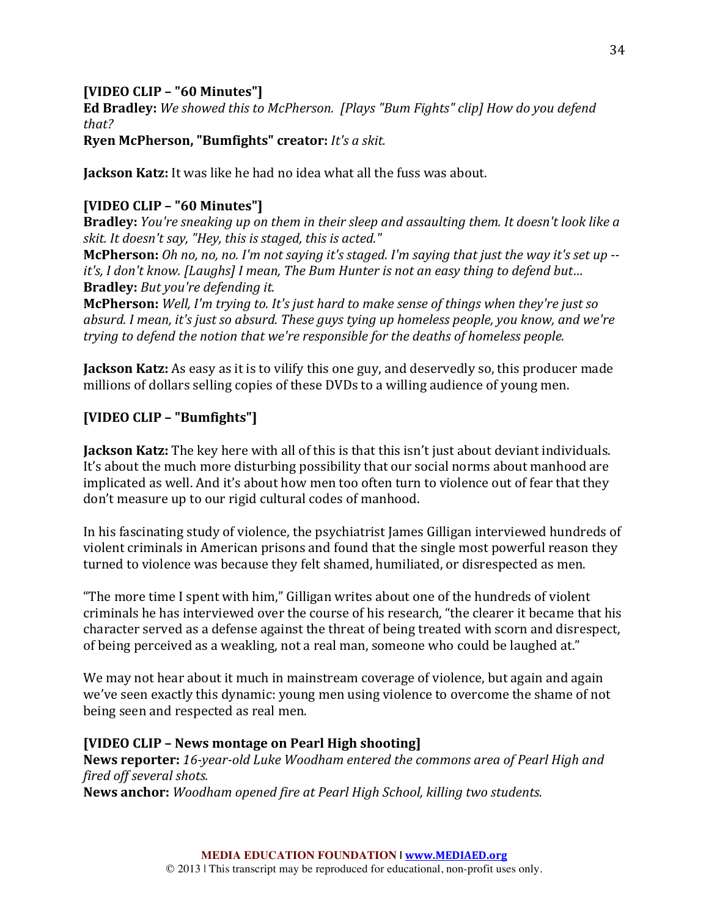**[VIDEO CLIP – "60 Minutes"]**
**Ed Bradley:** *We showed this to McPherson. [Plays "Bum Fights" clip] How do you defend that?*
**Ryen McPherson, "Bumfights" creator:** *It's a skit.*

**Jackson Katz:** It was like he had no idea what all the fuss was about.

**[VIDEO CLIP – "60 Minutes"]**
**Bradley:** *You're sneaking up on them in their sleep and assaulting them. It doesn't look like a skit. It doesn't say, "Hey, this is staged, this is acted."*
**McPherson:** *Oh no, no, no. I'm not saying it's staged. I'm saying that just the way it's set up -- it's, I don't know. [Laughs] I mean, The Bum Hunter is not an easy thing to defend but…*
**Bradley:** *But you're defending it.*
**McPherson:** *Well, I'm trying to. It's just hard to make sense of things when they're just so absurd. I mean, it's just so absurd. These guys tying up homeless people, you know, and we're trying to defend the notion that we're responsible for the deaths of homeless people.*

**Jackson Katz:** As easy as it is to vilify this one guy, and deservedly so, this producer made millions of dollars selling copies of these DVDs to a willing audience of young men.

**[VIDEO CLIP – "Bumfights"]**

**Jackson Katz:** The key here with all of this is that this isn't just about deviant individuals. It's about the much more disturbing possibility that our social norms about manhood are implicated as well. And it's about how men too often turn to violence out of fear that they don't measure up to our rigid cultural codes of manhood.

In his fascinating study of violence, the psychiatrist James Gilligan interviewed hundreds of violent criminals in American prisons and found that the single most powerful reason they turned to violence was because they felt shamed, humiliated, or disrespected as men.

"The more time I spent with him," Gilligan writes about one of the hundreds of violent criminals he has interviewed over the course of his research, "the clearer it became that his character served as a defense against the threat of being treated with scorn and disrespect, of being perceived as a weakling, not a real man, someone who could be laughed at."

We may not hear about it much in mainstream coverage of violence, but again and again we've seen exactly this dynamic: young men using violence to overcome the shame of not being seen and respected as real men.

**[VIDEO CLIP – News montage on Pearl High shooting]**
**News reporter:** *16-year-old Luke Woodham entered the commons area of Pearl High and fired off several shots.*
**News anchor:** *Woodham opened fire at Pearl High School, killing two students.*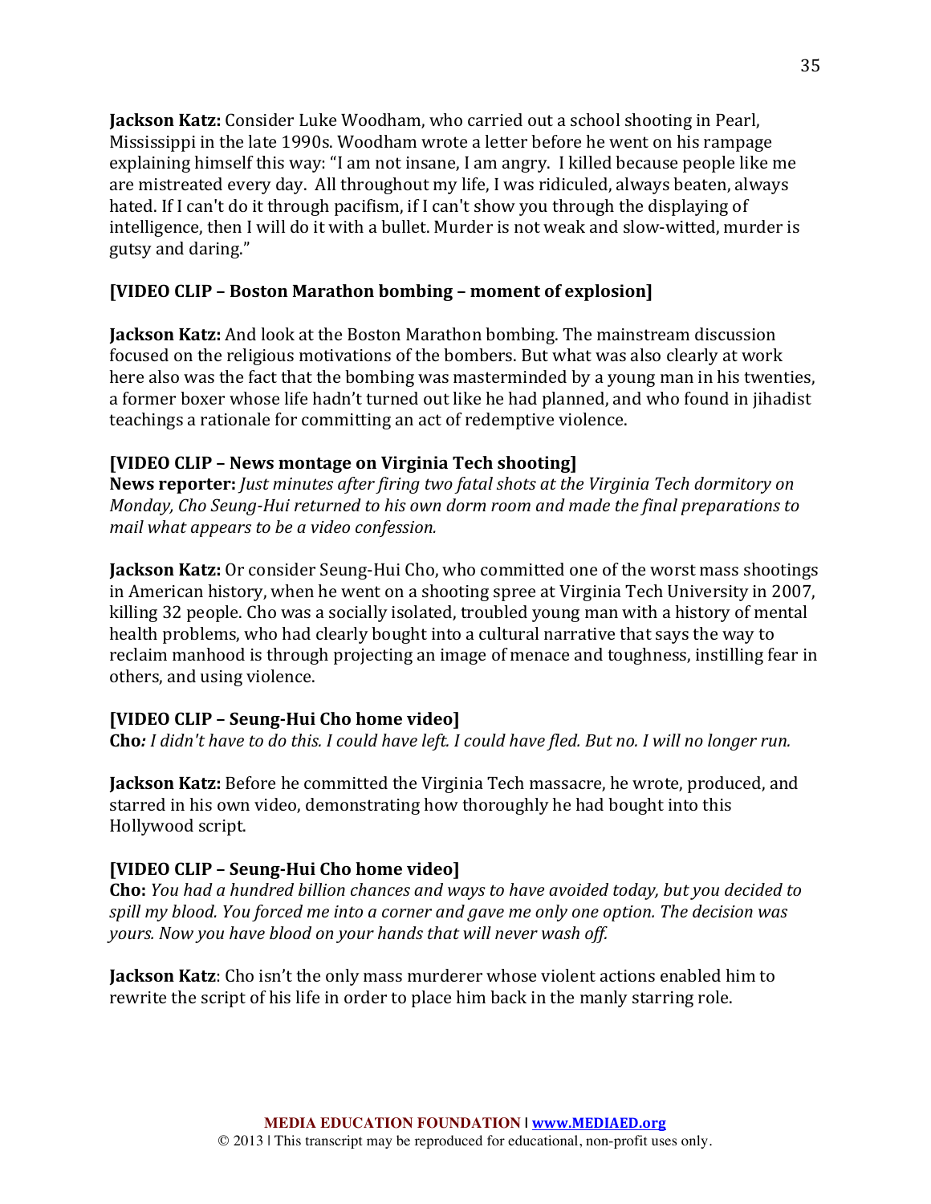**Jackson Katz:** Consider Luke Woodham, who carried out a school shooting in Pearl, Mississippi in the late 1990s. Woodham wrote a letter before he went on his rampage explaining himself this way: "I am not insane, I am angry. I killed because people like me are mistreated every day. All throughout my life, I was ridiculed, always beaten, always hated. If I can't do it through pacifism, if I can't show you through the displaying of intelligence, then I will do it with a bullet. Murder is not weak and slow-witted, murder is gutsy and daring."

**[VIDEO CLIP – Boston Marathon bombing – moment of explosion]**

**Jackson Katz:** And look at the Boston Marathon bombing. The mainstream discussion focused on the religious motivations of the bombers. But what was also clearly at work here also was the fact that the bombing was masterminded by a young man in his twenties, a former boxer whose life hadn't turned out like he had planned, and who found in jihadist teachings a rationale for committing an act of redemptive violence.

**[VIDEO CLIP – News montage on Virginia Tech shooting]**
**News reporter:** *Just minutes after firing two fatal shots at the Virginia Tech dormitory on Monday, Cho Seung-Hui returned to his own dorm room and made the final preparations to mail what appears to be a video confession.*

**Jackson Katz:** Or consider Seung-Hui Cho, who committed one of the worst mass shootings in American history, when he went on a shooting spree at Virginia Tech University in 2007, killing 32 people. Cho was a socially isolated, troubled young man with a history of mental health problems, who had clearly bought into a cultural narrative that says the way to reclaim manhood is through projecting an image of menace and toughness, instilling fear in others, and using violence.

**[VIDEO CLIP – Seung-Hui Cho home video]**
**Cho***: I didn't have to do this. I could have left. I could have fled. But no. I will no longer run.*

**Jackson Katz:** Before he committed the Virginia Tech massacre, he wrote, produced, and starred in his own video, demonstrating how thoroughly he had bought into this Hollywood script.

**[VIDEO CLIP – Seung-Hui Cho home video]**
**Cho:** *You had a hundred billion chances and ways to have avoided today, but you decided to spill my blood. You forced me into a corner and gave me only one option. The decision was yours. Now you have blood on your hands that will never wash off.*

**Jackson Katz**: Cho isn't the only mass murderer whose violent actions enabled him to rewrite the script of his life in order to place him back in the manly starring role.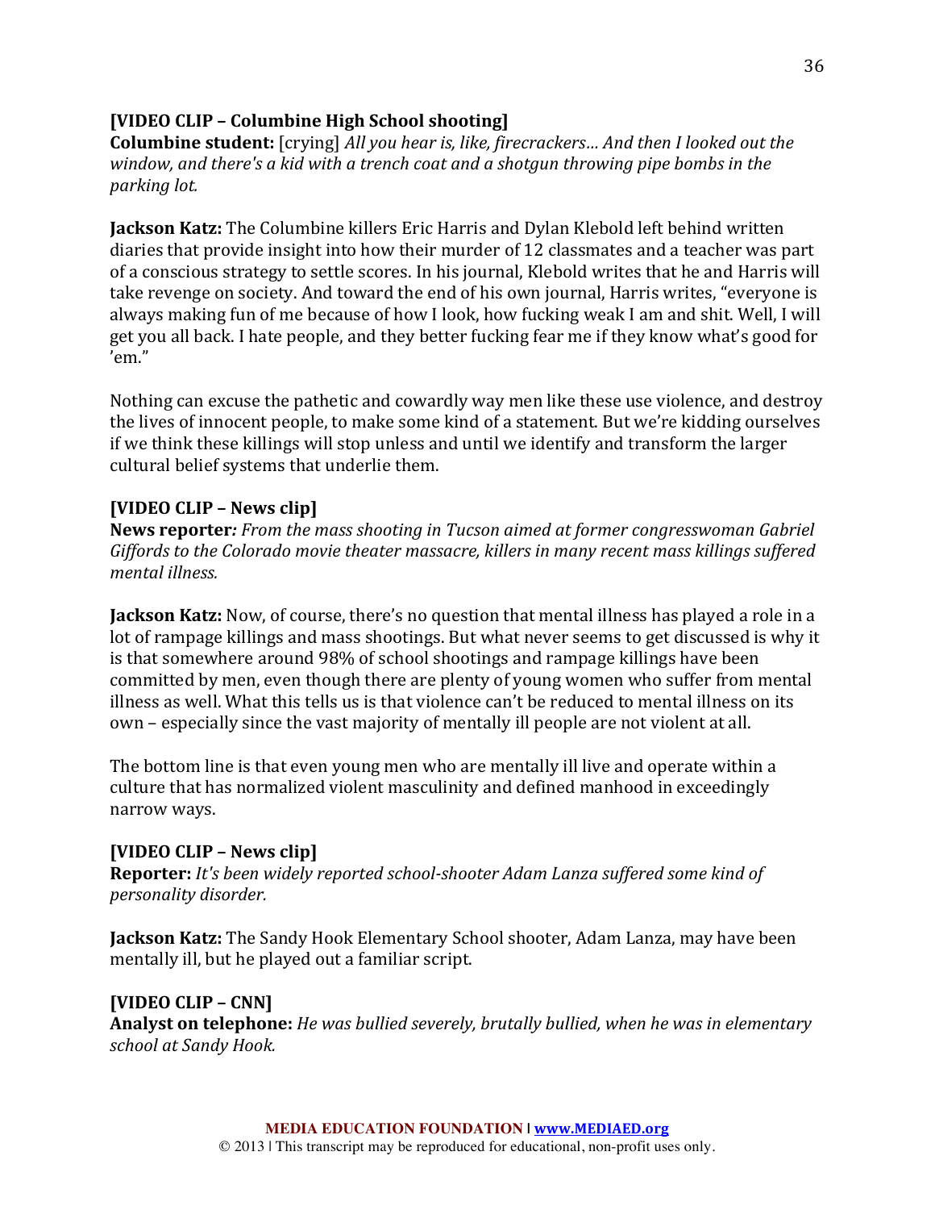**[VIDEO CLIP – Columbine High School shooting]**
**Columbine student:** [crying] *All you hear is, like, firecrackers… And then I looked out the window, and there's a kid with a trench coat and a shotgun throwing pipe bombs in the parking lot.*

**Jackson Katz:** The Columbine killers Eric Harris and Dylan Klebold left behind written diaries that provide insight into how their murder of 12 classmates and a teacher was part of a conscious strategy to settle scores. In his journal, Klebold writes that he and Harris will take revenge on society. And toward the end of his own journal, Harris writes, "everyone is always making fun of me because of how I look, how fucking weak I am and shit. Well, I will get you all back. I hate people, and they better fucking fear me if they know what's good for 'em."

Nothing can excuse the pathetic and cowardly way men like these use violence, and destroy the lives of innocent people, to make some kind of a statement. But we're kidding ourselves if we think these killings will stop unless and until we identify and transform the larger cultural belief systems that underlie them.

**[VIDEO CLIP – News clip]**
**News reporter***: From the mass shooting in Tucson aimed at former congresswoman Gabriel Giffords to the Colorado movie theater massacre, killers in many recent mass killings suffered mental illness.*

**Jackson Katz:** Now, of course, there's no question that mental illness has played a role in a lot of rampage killings and mass shootings. But what never seems to get discussed is why it is that somewhere around 98% of school shootings and rampage killings have been committed by men, even though there are plenty of young women who suffer from mental illness as well. What this tells us is that violence can't be reduced to mental illness on its own – especially since the vast majority of mentally ill people are not violent at all.

The bottom line is that even young men who are mentally ill live and operate within a culture that has normalized violent masculinity and defined manhood in exceedingly narrow ways.

**[VIDEO CLIP – News clip]**
**Reporter:** *It's been widely reported school-shooter Adam Lanza suffered some kind of personality disorder.*

**Jackson Katz:** The Sandy Hook Elementary School shooter, Adam Lanza, may have been mentally ill, but he played out a familiar script.

**[VIDEO CLIP – CNN]**
**Analyst on telephone:** *He was bullied severely, brutally bullied, when he was in elementary school at Sandy Hook.*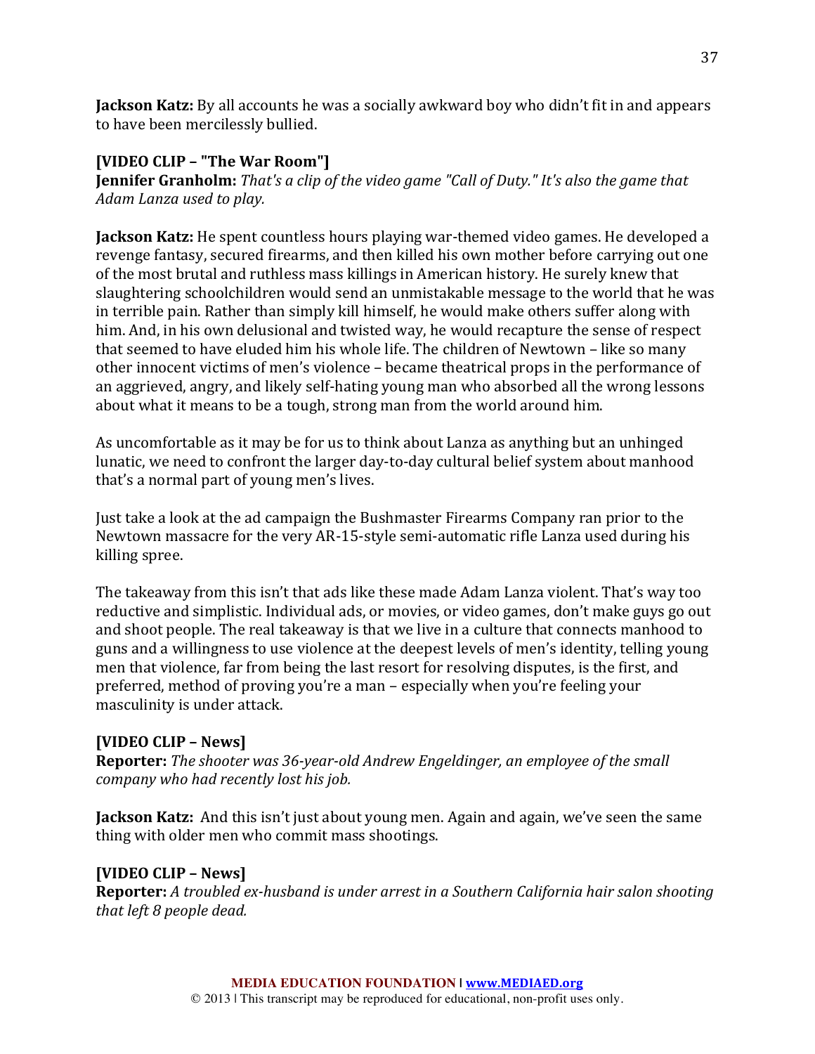**Jackson Katz:** By all accounts he was a socially awkward boy who didn't fit in and appears to have been mercilessly bullied.

**[VIDEO CLIP – "The War Room"]**
**Jennifer Granholm:** *That's a clip of the video game "Call of Duty." It's also the game that Adam Lanza used to play.*

**Jackson Katz:** He spent countless hours playing war-themed video games. He developed a revenge fantasy, secured firearms, and then killed his own mother before carrying out one of the most brutal and ruthless mass killings in American history. He surely knew that slaughtering schoolchildren would send an unmistakable message to the world that he was in terrible pain. Rather than simply kill himself, he would make others suffer along with him. And, in his own delusional and twisted way, he would recapture the sense of respect that seemed to have eluded him his whole life. The children of Newtown – like so many other innocent victims of men's violence – became theatrical props in the performance of an aggrieved, angry, and likely self-hating young man who absorbed all the wrong lessons about what it means to be a tough, strong man from the world around him.

As uncomfortable as it may be for us to think about Lanza as anything but an unhinged lunatic, we need to confront the larger day-to-day cultural belief system about manhood that's a normal part of young men's lives.

Just take a look at the ad campaign the Bushmaster Firearms Company ran prior to the Newtown massacre for the very AR-15-style semi-automatic rifle Lanza used during his killing spree.

The takeaway from this isn't that ads like these made Adam Lanza violent. That's way too reductive and simplistic. Individual ads, or movies, or video games, don't make guys go out and shoot people. The real takeaway is that we live in a culture that connects manhood to guns and a willingness to use violence at the deepest levels of men's identity, telling young men that violence, far from being the last resort for resolving disputes, is the first, and preferred, method of proving you're a man – especially when you're feeling your masculinity is under attack.

**[VIDEO CLIP – News]**
**Reporter:** *The shooter was 36-year-old Andrew Engeldinger, an employee of the small company who had recently lost his job.*

**Jackson Katz:** And this isn't just about young men. Again and again, we've seen the same thing with older men who commit mass shootings.

**[VIDEO CLIP – News]**
**Reporter:** *A troubled ex-husband is under arrest in a Southern California hair salon shooting that left 8 people dead.*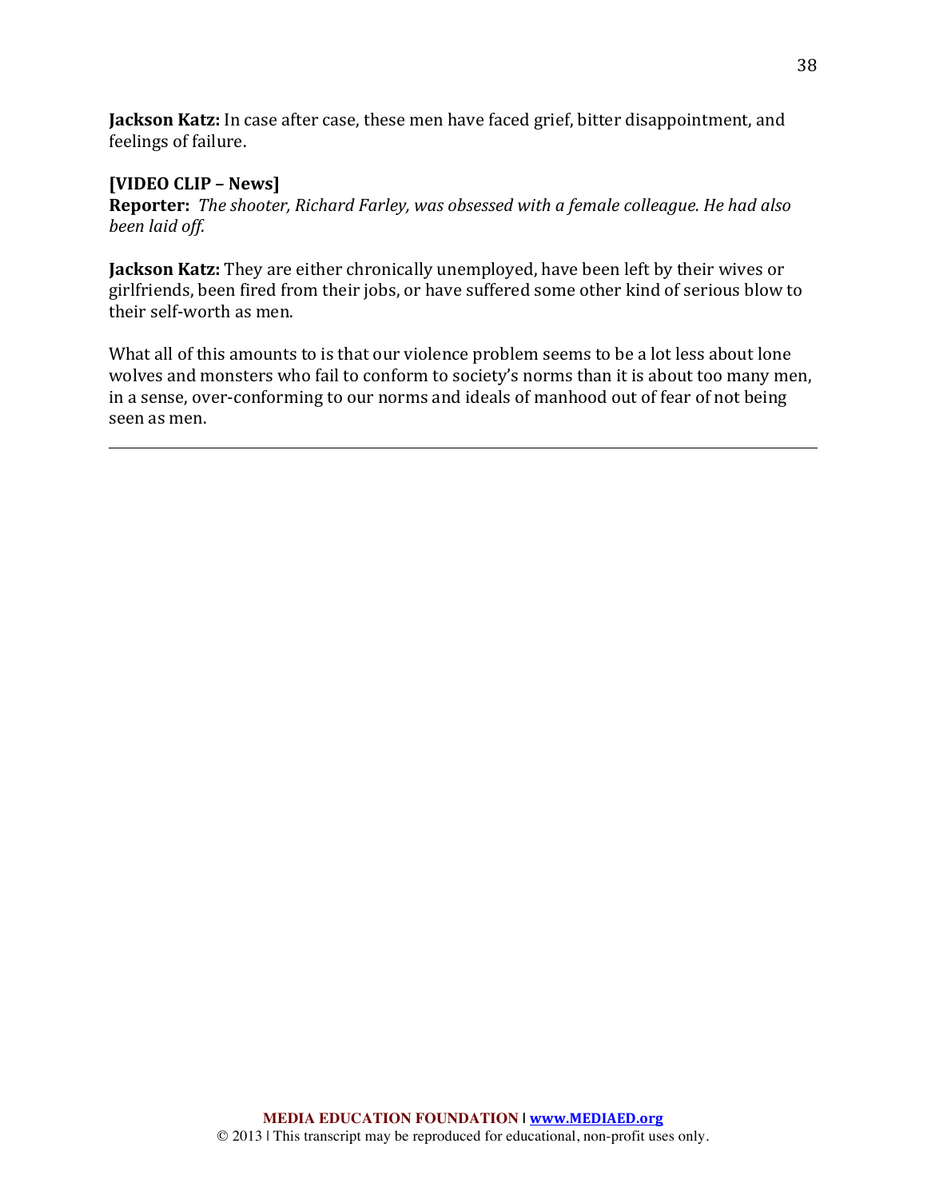**Jackson Katz:** In case after case, these men have faced grief, bitter disappointment, and feelings of failure.

**[VIDEO CLIP – News]**
**Reporter:** *The shooter, Richard Farley, was obsessed with a female colleague. He had also been laid off.*

**Jackson Katz:** They are either chronically unemployed, have been left by their wives or girlfriends, been fired from their jobs, or have suffered some other kind of serious blow to their self-worth as men.

What all of this amounts to is that our violence problem seems to be a lot less about lone wolves and monsters who fail to conform to society's norms than it is about too many men, in a sense, over-conforming to our norms and ideals of manhood out of fear of not being seen as men.

---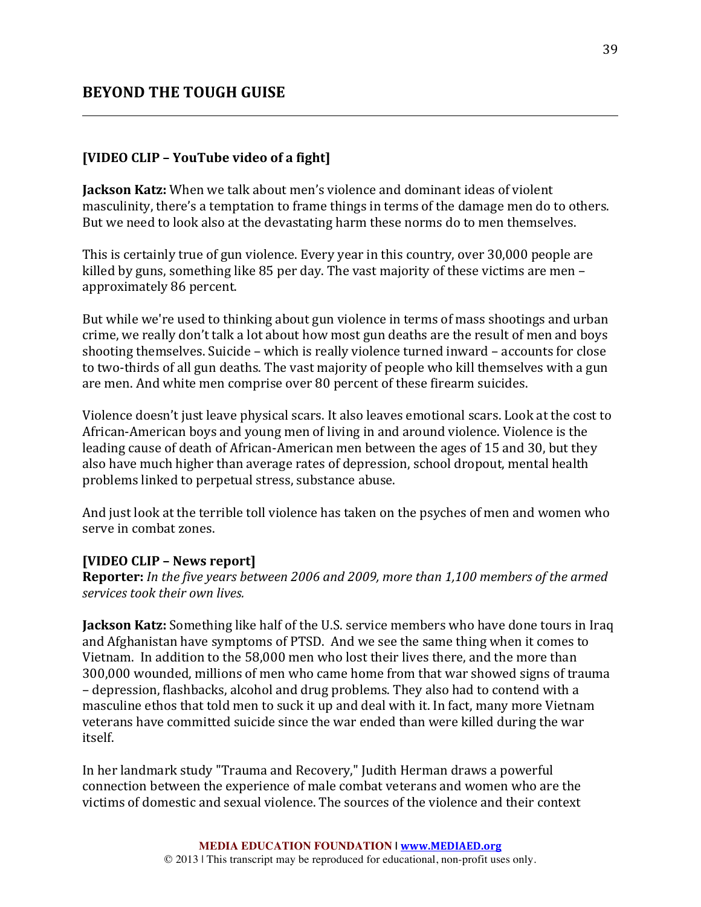**[VIDEO CLIP – YouTube video of a fight]**

**Jackson Katz:** When we talk about men's violence and dominant ideas of violent masculinity, there's a temptation to frame things in terms of the damage men do to others. But we need to look also at the devastating harm these norms do to men themselves.

This is certainly true of gun violence. Every year in this country, over 30,000 people are killed by guns, something like 85 per day. The vast majority of these victims are men – approximately 86 percent.

But while we're used to thinking about gun violence in terms of mass shootings and urban crime, we really don't talk a lot about how most gun deaths are the result of men and boys shooting themselves. Suicide – which is really violence turned inward – accounts for close to two-thirds of all gun deaths. The vast majority of people who kill themselves with a gun are men. And white men comprise over 80 percent of these firearm suicides.

Violence doesn't just leave physical scars. It also leaves emotional scars. Look at the cost to African-American boys and young men of living in and around violence. Violence is the leading cause of death of African-American men between the ages of 15 and 30, but they also have much higher than average rates of depression, school dropout, mental health problems linked to perpetual stress, substance abuse.

And just look at the terrible toll violence has taken on the psyches of men and women who serve in combat zones.

**[VIDEO CLIP – News report]**
**Reporter:** *In the five years between 2006 and 2009, more than 1,100 members of the armed services took their own lives.*

**Jackson Katz:** Something like half of the U.S. service members who have done tours in Iraq and Afghanistan have symptoms of PTSD. And we see the same thing when it comes to Vietnam. In addition to the 58,000 men who lost their lives there, and the more than 300,000 wounded, millions of men who came home from that war showed signs of trauma – depression, flashbacks, alcohol and drug problems. They also had to contend with a masculine ethos that told men to suck it up and deal with it. In fact, many more Vietnam veterans have committed suicide since the war ended than were killed during the war itself.

In her landmark study "Trauma and Recovery," Judith Herman draws a powerful connection between the experience of male combat veterans and women who are the victims of domestic and sexual violence. The sources of the violence and their context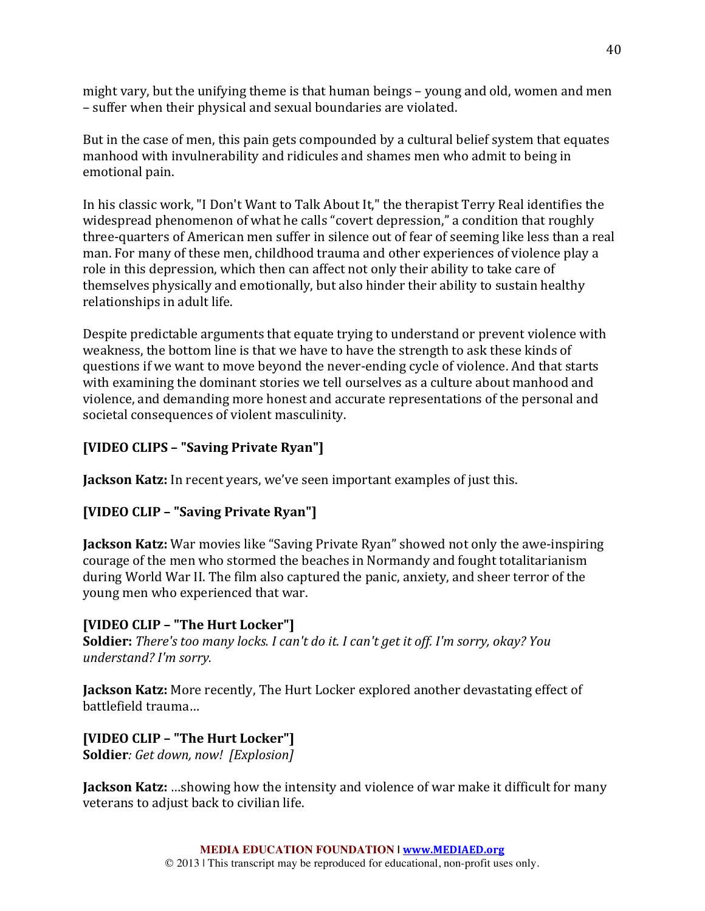might vary, but the unifying theme is that human beings – young and old, women and men – suffer when their physical and sexual boundaries are violated.

But in the case of men, this pain gets compounded by a cultural belief system that equates manhood with invulnerability and ridicules and shames men who admit to being in emotional pain.

In his classic work, "I Don't Want to Talk About It," the therapist Terry Real identifies the widespread phenomenon of what he calls "covert depression," a condition that roughly three-quarters of American men suffer in silence out of fear of seeming like less than a real man. For many of these men, childhood trauma and other experiences of violence play a role in this depression, which then can affect not only their ability to take care of themselves physically and emotionally, but also hinder their ability to sustain healthy relationships in adult life.

Despite predictable arguments that equate trying to understand or prevent violence with weakness, the bottom line is that we have to have the strength to ask these kinds of questions if we want to move beyond the never-ending cycle of violence. And that starts with examining the dominant stories we tell ourselves as a culture about manhood and violence, and demanding more honest and accurate representations of the personal and societal consequences of violent masculinity.

**[VIDEO CLIPS – "Saving Private Ryan"]**

**Jackson Katz:** In recent years, we've seen important examples of just this.

**[VIDEO CLIP – "Saving Private Ryan"]**

**Jackson Katz:** War movies like "Saving Private Ryan" showed not only the awe-inspiring courage of the men who stormed the beaches in Normandy and fought totalitarianism during World War II. The film also captured the panic, anxiety, and sheer terror of the young men who experienced that war.

**[VIDEO CLIP – "The Hurt Locker"]**
**Soldier:** *There's too many locks. I can't do it. I can't get it off. I'm sorry, okay? You understand? I'm sorry.*

**Jackson Katz:** More recently, The Hurt Locker explored another devastating effect of battlefield trauma…

**[VIDEO CLIP – "The Hurt Locker"]**
**Soldier***: Get down, now! [Explosion]*

**Jackson Katz:** …showing how the intensity and violence of war make it difficult for many veterans to adjust back to civilian life.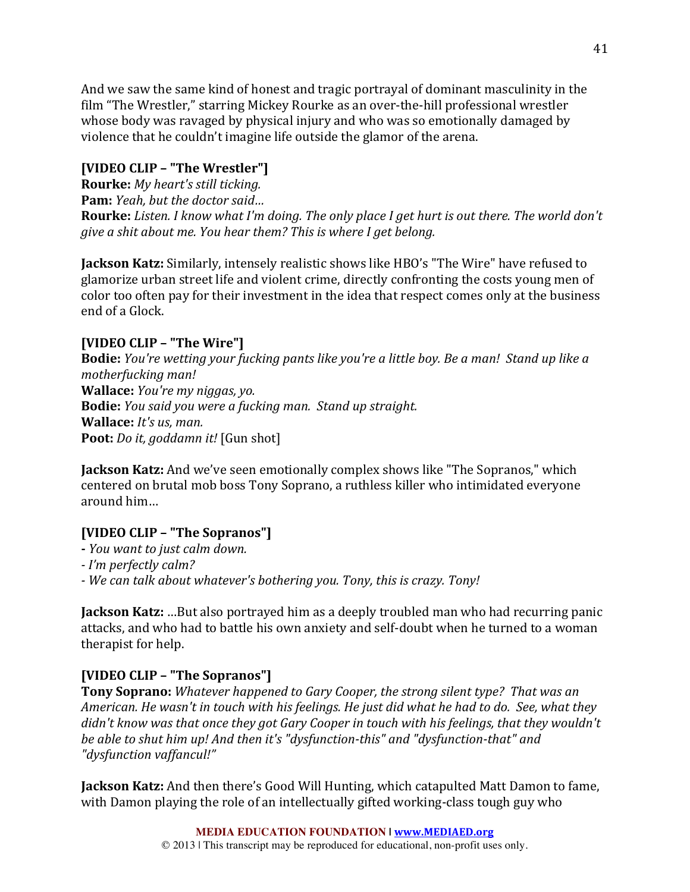And we saw the same kind of honest and tragic portrayal of dominant masculinity in the film "The Wrestler," starring Mickey Rourke as an over-the-hill professional wrestler whose body was ravaged by physical injury and who was so emotionally damaged by violence that he couldn't imagine life outside the glamor of the arena.

**[VIDEO CLIP – "The Wrestler"]**
**Rourke:** *My heart's still ticking.*
**Pam:** *Yeah, but the doctor said…*
**Rourke:** *Listen. I know what I'm doing. The only place I get hurt is out there. The world don't give a shit about me. You hear them? This is where I get belong.*

**Jackson Katz:** Similarly, intensely realistic shows like HBO's "The Wire" have refused to glamorize urban street life and violent crime, directly confronting the costs young men of color too often pay for their investment in the idea that respect comes only at the business end of a Glock.

**[VIDEO CLIP – "The Wire"]**
**Bodie:** *You're wetting your fucking pants like you're a little boy. Be a man! Stand up like a motherfucking man!*
**Wallace:** *You're my niggas, yo.*
**Bodie:** *You said you were a fucking man. Stand up straight.*
**Wallace:** *It's us, man.*
**Poot:** *Do it, goddamn it!* [Gun shot]

**Jackson Katz:** And we've seen emotionally complex shows like "The Sopranos," which centered on brutal mob boss Tony Soprano, a ruthless killer who intimidated everyone around him…

**[VIDEO CLIP – "The Sopranos"]**
- *You want to just calm down.*
- *I'm perfectly calm?*
- *We can talk about whatever's bothering you. Tony, this is crazy. Tony!*

**Jackson Katz:** …But also portrayed him as a deeply troubled man who had recurring panic attacks, and who had to battle his own anxiety and self-doubt when he turned to a woman therapist for help.

**[VIDEO CLIP – "The Sopranos"]**
**Tony Soprano:** *Whatever happened to Gary Cooper, the strong silent type? That was an American. He wasn't in touch with his feelings. He just did what he had to do. See, what they didn't know was that once they got Gary Cooper in touch with his feelings, that they wouldn't be able to shut him up! And then it's "dysfunction-this" and "dysfunction-that" and "dysfunction vaffancul!"*

**Jackson Katz:** And then there's Good Will Hunting, which catapulted Matt Damon to fame, with Damon playing the role of an intellectually gifted working-class tough guy who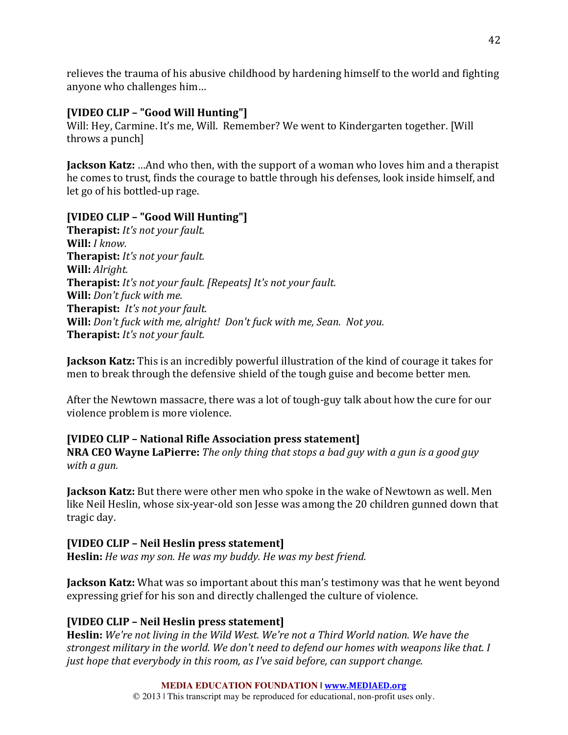relieves the trauma of his abusive childhood by hardening himself to the world and fighting anyone who challenges him…

**[VIDEO CLIP – "Good Will Hunting"]**
Will: Hey, Carmine. It's me, Will. Remember? We went to Kindergarten together. [Will throws a punch]

**Jackson Katz:** …And who then, with the support of a woman who loves him and a therapist he comes to trust, finds the courage to battle through his defenses, look inside himself, and let go of his bottled-up rage.

**[VIDEO CLIP – "Good Will Hunting"]**
**Therapist:** *It's not your fault.*
**Will:** *I know.*
**Therapist:** *It's not your fault.*
**Will:** *Alright.*
**Therapist:** *It's not your fault. [Repeats] It's not your fault.*
**Will:** *Don't fuck with me.*
**Therapist:** *It's not your fault.*
**Will:** *Don't fuck with me, alright! Don't fuck with me, Sean. Not you.*
**Therapist:** *It's not your fault.*

**Jackson Katz:** This is an incredibly powerful illustration of the kind of courage it takes for men to break through the defensive shield of the tough guise and become better men.

After the Newtown massacre, there was a lot of tough-guy talk about how the cure for our violence problem is more violence.

**[VIDEO CLIP – National Rifle Association press statement]**
**NRA CEO Wayne LaPierre:** *The only thing that stops a bad guy with a gun is a good guy with a gun.*

**Jackson Katz:** But there were other men who spoke in the wake of Newtown as well. Men like Neil Heslin, whose six-year-old son Jesse was among the 20 children gunned down that tragic day.

**[VIDEO CLIP – Neil Heslin press statement]**
**Heslin:** *He was my son. He was my buddy. He was my best friend.*

**Jackson Katz:** What was so important about this man's testimony was that he went beyond expressing grief for his son and directly challenged the culture of violence.

**[VIDEO CLIP – Neil Heslin press statement]**
**Heslin:** *We're not living in the Wild West. We're not a Third World nation. We have the strongest military in the world. We don't need to defend our homes with weapons like that. I just hope that everybody in this room, as I've said before, can support change.*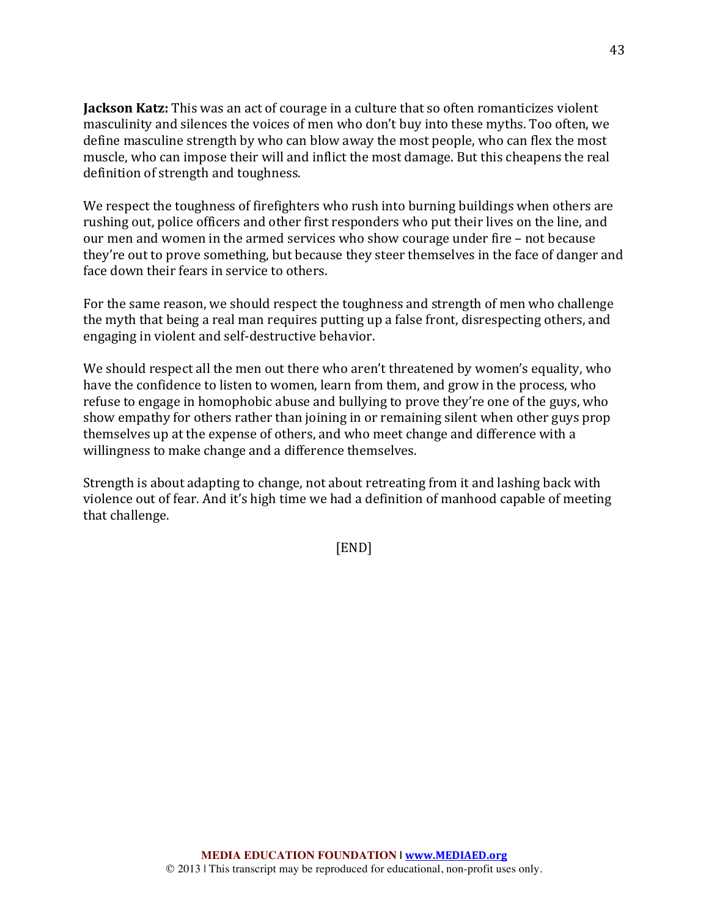**Jackson Katz:** This was an act of courage in a culture that so often romanticizes violent masculinity and silences the voices of men who don't buy into these myths. Too often, we define masculine strength by who can blow away the most people, who can flex the most muscle, who can impose their will and inflict the most damage. But this cheapens the real definition of strength and toughness.

We respect the toughness of firefighters who rush into burning buildings when others are rushing out, police officers and other first responders who put their lives on the line, and our men and women in the armed services who show courage under fire – not because they're out to prove something, but because they steer themselves in the face of danger and face down their fears in service to others.

For the same reason, we should respect the toughness and strength of men who challenge the myth that being a real man requires putting up a false front, disrespecting others, and engaging in violent and self-destructive behavior.

We should respect all the men out there who aren't threatened by women's equality, who have the confidence to listen to women, learn from them, and grow in the process, who refuse to engage in homophobic abuse and bullying to prove they're one of the guys, who show empathy for others rather than joining in or remaining silent when other guys prop themselves up at the expense of others, and who meet change and difference with a willingness to make change and a difference themselves.

Strength is about adapting to change, not about retreating from it and lashing back with violence out of fear. And it's high time we had a definition of manhood capable of meeting that challenge.

[END]